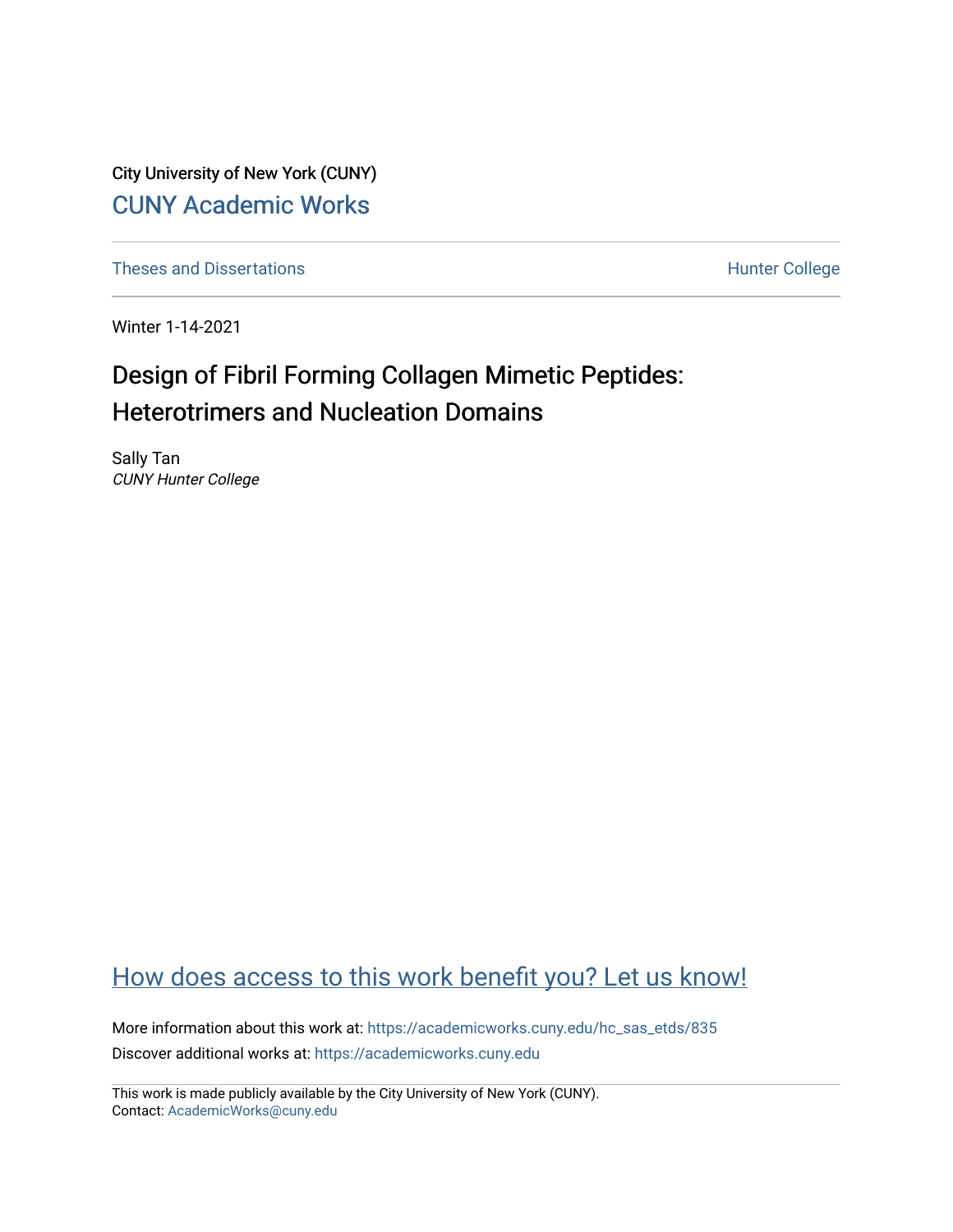City University of New York (CUNY)

CUNY Academic Works

Theses and Dissertations

Hunter College

Winter 1-14-2021

# Design of Fibril Forming Collagen Mimetic Peptides: Heterotrimers and Nucleation Domains

Sally Tan
*CUNY Hunter College*

How does access to this work benefit you? Let us know!

More information about this work at: https://academicworks.cuny.edu/hc_sas_etds/835

Discover additional works at: https://academicworks.cuny.edu

This work is made publicly available by the City University of New York (CUNY).
Contact: AcademicWorks@cuny.edu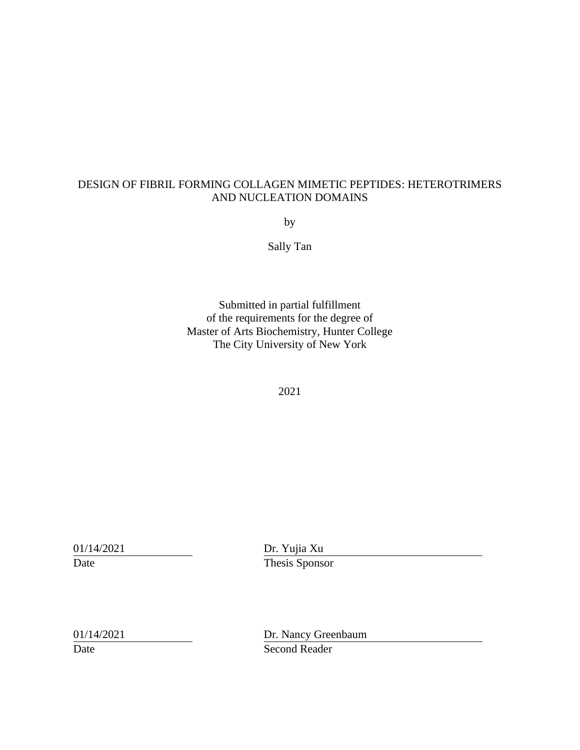# DESIGN OF FIBRIL FORMING COLLAGEN MIMETIC PEPTIDES: HETEROTRIMERS AND NUCLEATION DOMAINS

by

Sally Tan

Submitted in partial fulfillment
of the requirements for the degree of
Master of Arts Biochemistry, Hunter College
The City University of New York

2021

| | |
|---|---|
| 01/14/2021 | Dr. Yujia Xu |
| Date | Thesis Sponsor |

| | |
|---|---|
| 01/14/2021 | Dr. Nancy Greenbaum |
| Date | Second Reader |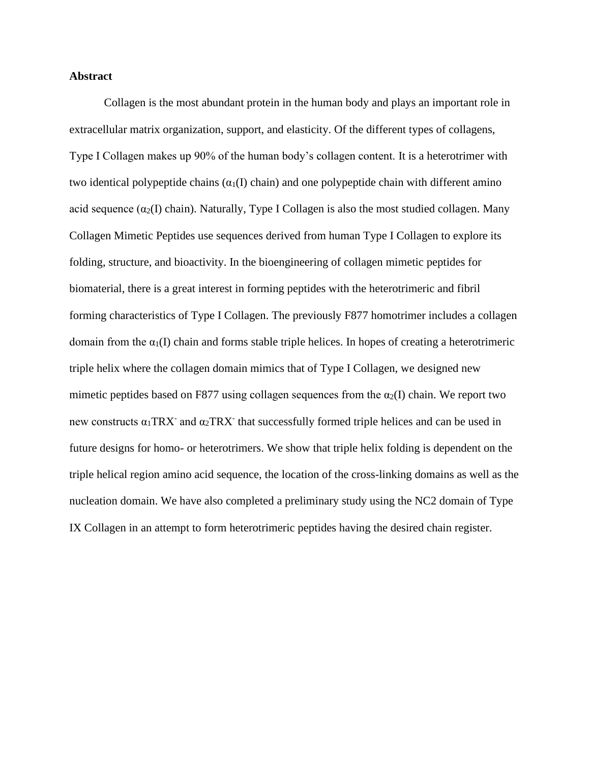**Abstract**

Collagen is the most abundant protein in the human body and plays an important role in extracellular matrix organization, support, and elasticity. Of the different types of collagens, Type I Collagen makes up 90% of the human body's collagen content. It is a heterotrimer with two identical polypeptide chains ($\alpha_1$(I) chain) and one polypeptide chain with different amino acid sequence ($\alpha_2$(I) chain). Naturally, Type I Collagen is also the most studied collagen. Many Collagen Mimetic Peptides use sequences derived from human Type I Collagen to explore its folding, structure, and bioactivity. In the bioengineering of collagen mimetic peptides for biomaterial, there is a great interest in forming peptides with the heterotrimeric and fibril forming characteristics of Type I Collagen. The previously F877 homotrimer includes a collagen domain from the $\alpha_1$(I) chain and forms stable triple helices. In hopes of creating a heterotrimeric triple helix where the collagen domain mimics that of Type I Collagen, we designed new mimetic peptides based on F877 using collagen sequences from the $\alpha_2$(I) chain. We report two new constructs $\alpha_1$TRX$^-$ and $\alpha_2$TRX$^-$ that successfully formed triple helices and can be used in future designs for homo- or heterotrimers. We show that triple helix folding is dependent on the triple helical region amino acid sequence, the location of the cross-linking domains as well as the nucleation domain. We have also completed a preliminary study using the NC2 domain of Type IX Collagen in an attempt to form heterotrimeric peptides having the desired chain register.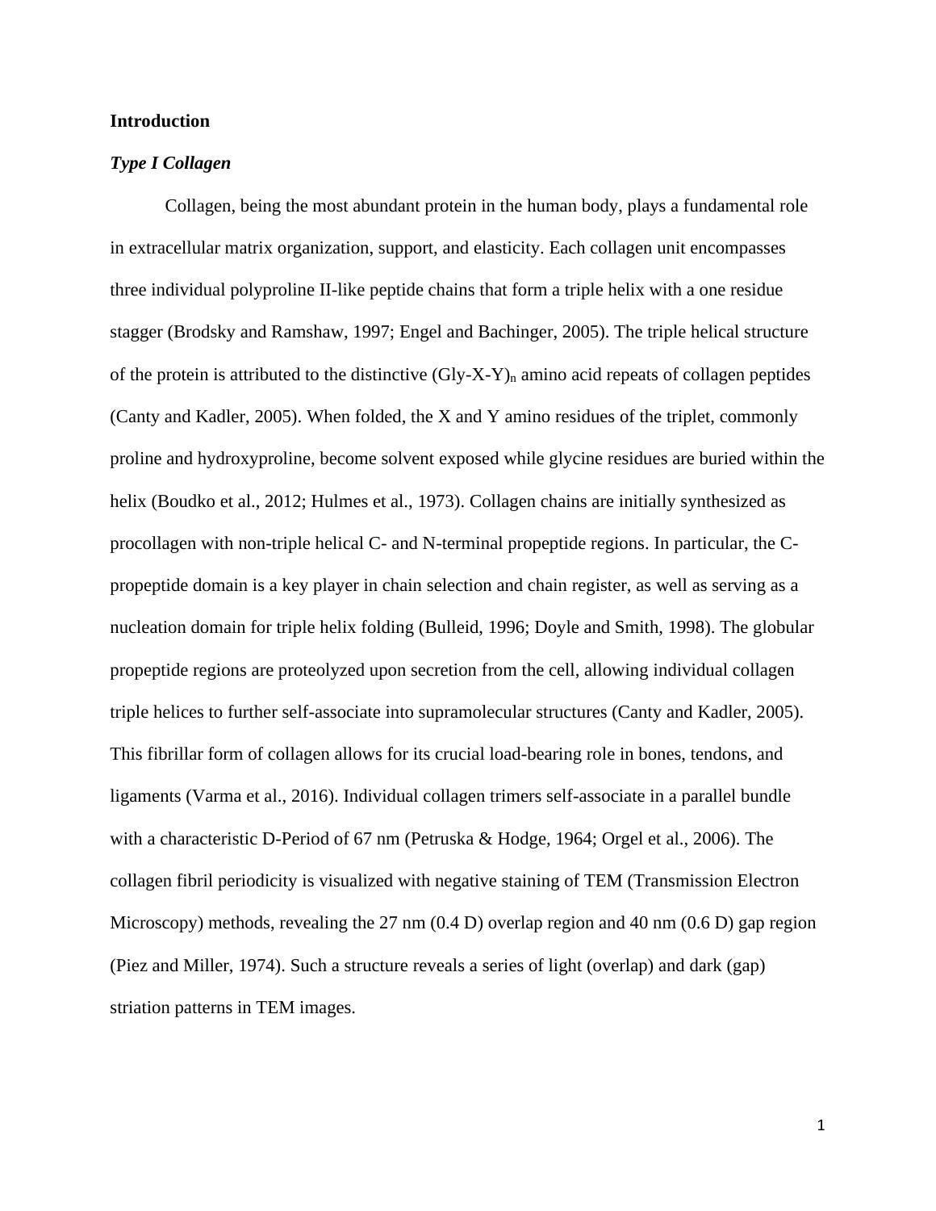# Introduction

## *Type I Collagen*

Collagen, being the most abundant protein in the human body, plays a fundamental role in extracellular matrix organization, support, and elasticity. Each collagen unit encompasses three individual polyproline II-like peptide chains that form a triple helix with a one residue stagger (Brodsky and Ramshaw, 1997; Engel and Bachinger, 2005). The triple helical structure of the protein is attributed to the distinctive $(Gly\text{-}X\text{-}Y)_n$ amino acid repeats of collagen peptides (Canty and Kadler, 2005). When folded, the X and Y amino residues of the triplet, commonly proline and hydroxyproline, become solvent exposed while glycine residues are buried within the helix (Boudko et al., 2012; Hulmes et al., 1973). Collagen chains are initially synthesized as procollagen with non-triple helical C- and N-terminal propeptide regions. In particular, the C-propeptide domain is a key player in chain selection and chain register, as well as serving as a nucleation domain for triple helix folding (Bulleid, 1996; Doyle and Smith, 1998). The globular propeptide regions are proteolyzed upon secretion from the cell, allowing individual collagen triple helices to further self-associate into supramolecular structures (Canty and Kadler, 2005). This fibrillar form of collagen allows for its crucial load-bearing role in bones, tendons, and ligaments (Varma et al., 2016). Individual collagen trimers self-associate in a parallel bundle with a characteristic D-Period of 67 nm (Petruska & Hodge, 1964; Orgel et al., 2006). The collagen fibril periodicity is visualized with negative staining of TEM (Transmission Electron Microscopy) methods, revealing the 27 nm (0.4 D) overlap region and 40 nm (0.6 D) gap region (Piez and Miller, 1974). Such a structure reveals a series of light (overlap) and dark (gap) striation patterns in TEM images.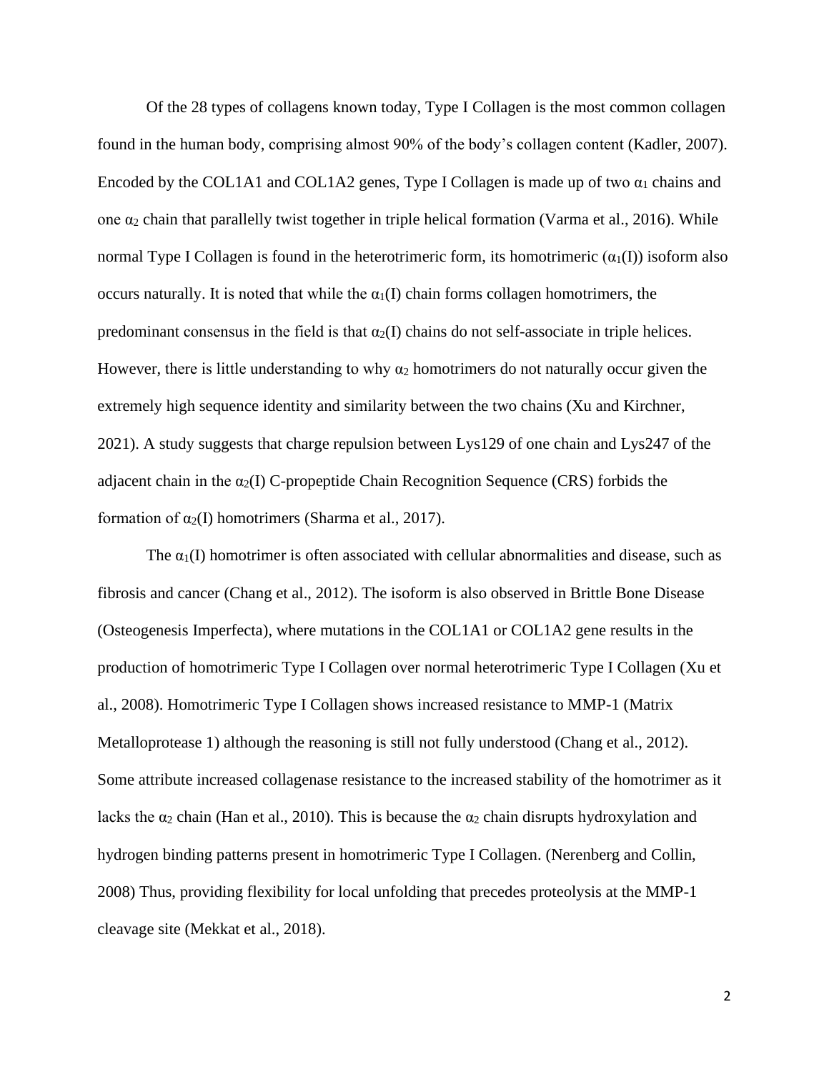Of the 28 types of collagens known today, Type I Collagen is the most common collagen found in the human body, comprising almost 90% of the body's collagen content (Kadler, 2007). Encoded by the COL1A1 and COL1A2 genes, Type I Collagen is made up of two $\alpha_1$ chains and one $\alpha_2$ chain that parallelly twist together in triple helical formation (Varma et al., 2016). While normal Type I Collagen is found in the heterotrimeric form, its homotrimeric ($\alpha_1$(I)) isoform also occurs naturally. It is noted that while the $\alpha_1$(I) chain forms collagen homotrimers, the predominant consensus in the field is that $\alpha_2$(I) chains do not self-associate in triple helices. However, there is little understanding to why $\alpha_2$ homotrimers do not naturally occur given the extremely high sequence identity and similarity between the two chains (Xu and Kirchner, 2021). A study suggests that charge repulsion between Lys129 of one chain and Lys247 of the adjacent chain in the $\alpha_2$(I) C-propeptide Chain Recognition Sequence (CRS) forbids the formation of $\alpha_2$(I) homotrimers (Sharma et al., 2017).

The $\alpha_1$(I) homotrimer is often associated with cellular abnormalities and disease, such as fibrosis and cancer (Chang et al., 2012). The isoform is also observed in Brittle Bone Disease (Osteogenesis Imperfecta), where mutations in the COL1A1 or COL1A2 gene results in the production of homotrimeric Type I Collagen over normal heterotrimeric Type I Collagen (Xu et al., 2008). Homotrimeric Type I Collagen shows increased resistance to MMP-1 (Matrix Metalloprotease 1) although the reasoning is still not fully understood (Chang et al., 2012). Some attribute increased collagenase resistance to the increased stability of the homotrimer as it lacks the $\alpha_2$ chain (Han et al., 2010). This is because the $\alpha_2$ chain disrupts hydroxylation and hydrogen binding patterns present in homotrimeric Type I Collagen. (Nerenberg and Collin, 2008) Thus, providing flexibility for local unfolding that precedes proteolysis at the MMP-1 cleavage site (Mekkat et al., 2018).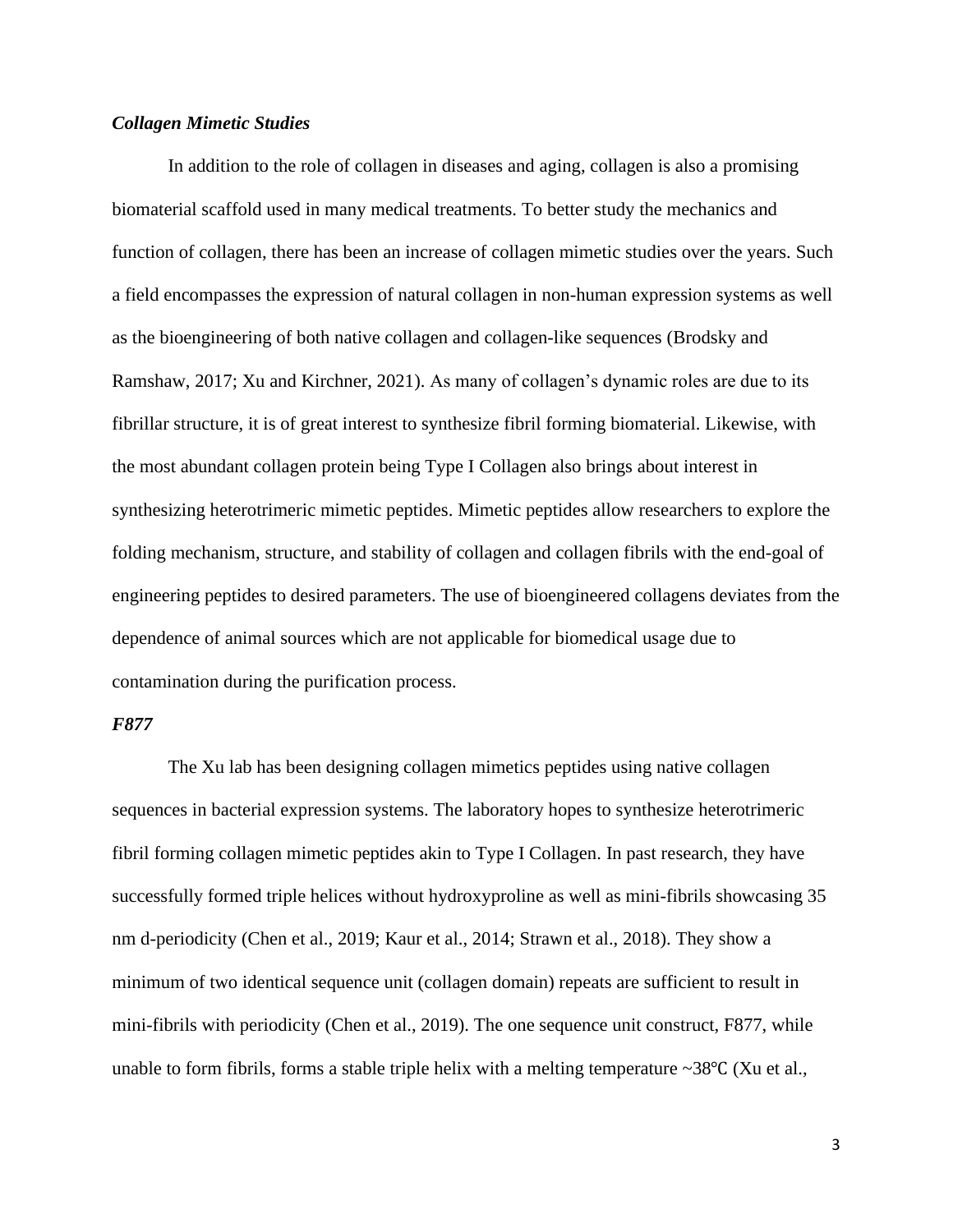### *Collagen Mimetic Studies*

In addition to the role of collagen in diseases and aging, collagen is also a promising biomaterial scaffold used in many medical treatments. To better study the mechanics and function of collagen, there has been an increase of collagen mimetic studies over the years. Such a field encompasses the expression of natural collagen in non-human expression systems as well as the bioengineering of both native collagen and collagen-like sequences (Brodsky and Ramshaw, 2017; Xu and Kirchner, 2021). As many of collagen's dynamic roles are due to its fibrillar structure, it is of great interest to synthesize fibril forming biomaterial. Likewise, with the most abundant collagen protein being Type I Collagen also brings about interest in synthesizing heterotrimeric mimetic peptides. Mimetic peptides allow researchers to explore the folding mechanism, structure, and stability of collagen and collagen fibrils with the end-goal of engineering peptides to desired parameters. The use of bioengineered collagens deviates from the dependence of animal sources which are not applicable for biomedical usage due to contamination during the purification process.

### *F877*

The Xu lab has been designing collagen mimetics peptides using native collagen sequences in bacterial expression systems. The laboratory hopes to synthesize heterotrimeric fibril forming collagen mimetic peptides akin to Type I Collagen. In past research, they have successfully formed triple helices without hydroxyproline as well as mini-fibrils showcasing 35 nm d-periodicity (Chen et al., 2019; Kaur et al., 2014; Strawn et al., 2018). They show a minimum of two identical sequence unit (collagen domain) repeats are sufficient to result in mini-fibrils with periodicity (Chen et al., 2019). The one sequence unit construct, F877, while unable to form fibrils, forms a stable triple helix with a melting temperature ~38℃ (Xu et al.,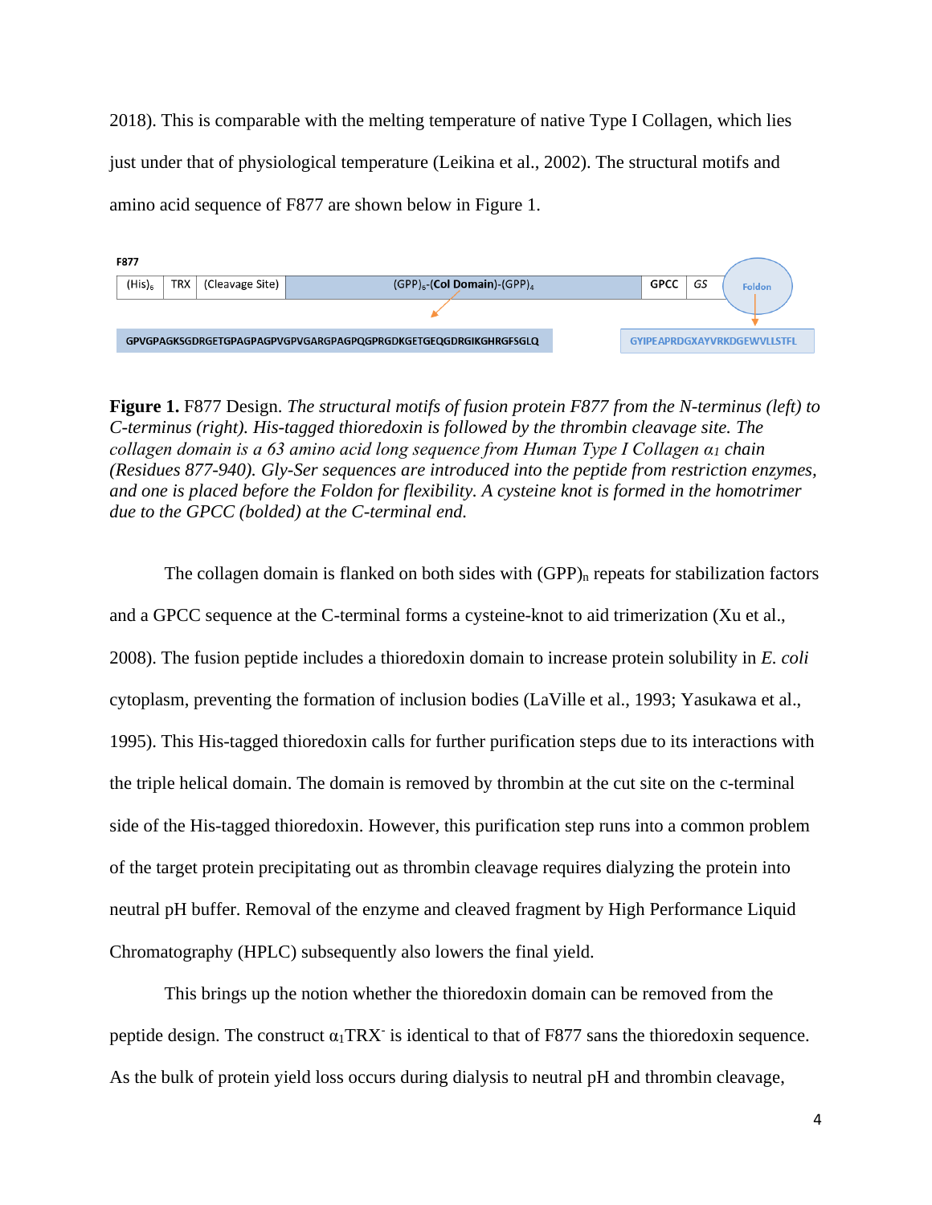2018). This is comparable with the melting temperature of native Type I Collagen, which lies just under that of physiological temperature (Leikina et al., 2002). The structural motifs and amino acid sequence of F877 are shown below in Figure 1.

F877

| $(His)_6$ | TRX | (Cleavage Site) | $(GPP)_6$-(**Col Domain**)-$(GPP)_4$ | GPCC | *GS* | Foldon |
|---|---|---|---|---|---|---|

GPVGPAGKSGDRGETGPAGPAGPVGPVGARGPAGPQGPRGDKGETGEQGDRGIKGHRGFSGLQ

GYIPEAPRDGXAYVRKDGEWVLLSTFL

**Figure 1.** F877 Design. *The structural motifs of fusion protein F877 from the N-terminus (left) to C-terminus (right). His-tagged thioredoxin is followed by the thrombin cleavage site. The collagen domain is a 63 amino acid long sequence from Human Type I Collagen $\alpha_1$ chain (Residues 877-940). Gly-Ser sequences are introduced into the peptide from restriction enzymes, and one is placed before the Foldon for flexibility. A cysteine knot is formed in the homotrimer due to the GPCC (bolded) at the C-terminal end.*

The collagen domain is flanked on both sides with $(GPP)_n$ repeats for stabilization factors and a GPCC sequence at the C-terminal forms a cysteine-knot to aid trimerization (Xu et al., 2008). The fusion peptide includes a thioredoxin domain to increase protein solubility in *E. coli* cytoplasm, preventing the formation of inclusion bodies (LaVille et al., 1993; Yasukawa et al., 1995). This His-tagged thioredoxin calls for further purification steps due to its interactions with the triple helical domain. The domain is removed by thrombin at the cut site on the c-terminal side of the His-tagged thioredoxin. However, this purification step runs into a common problem of the target protein precipitating out as thrombin cleavage requires dialyzing the protein into neutral pH buffer. Removal of the enzyme and cleaved fragment by High Performance Liquid Chromatography (HPLC) subsequently also lowers the final yield.

This brings up the notion whether the thioredoxin domain can be removed from the peptide design. The construct $\alpha_1TRX^-$ is identical to that of F877 sans the thioredoxin sequence. As the bulk of protein yield loss occurs during dialysis to neutral pH and thrombin cleavage,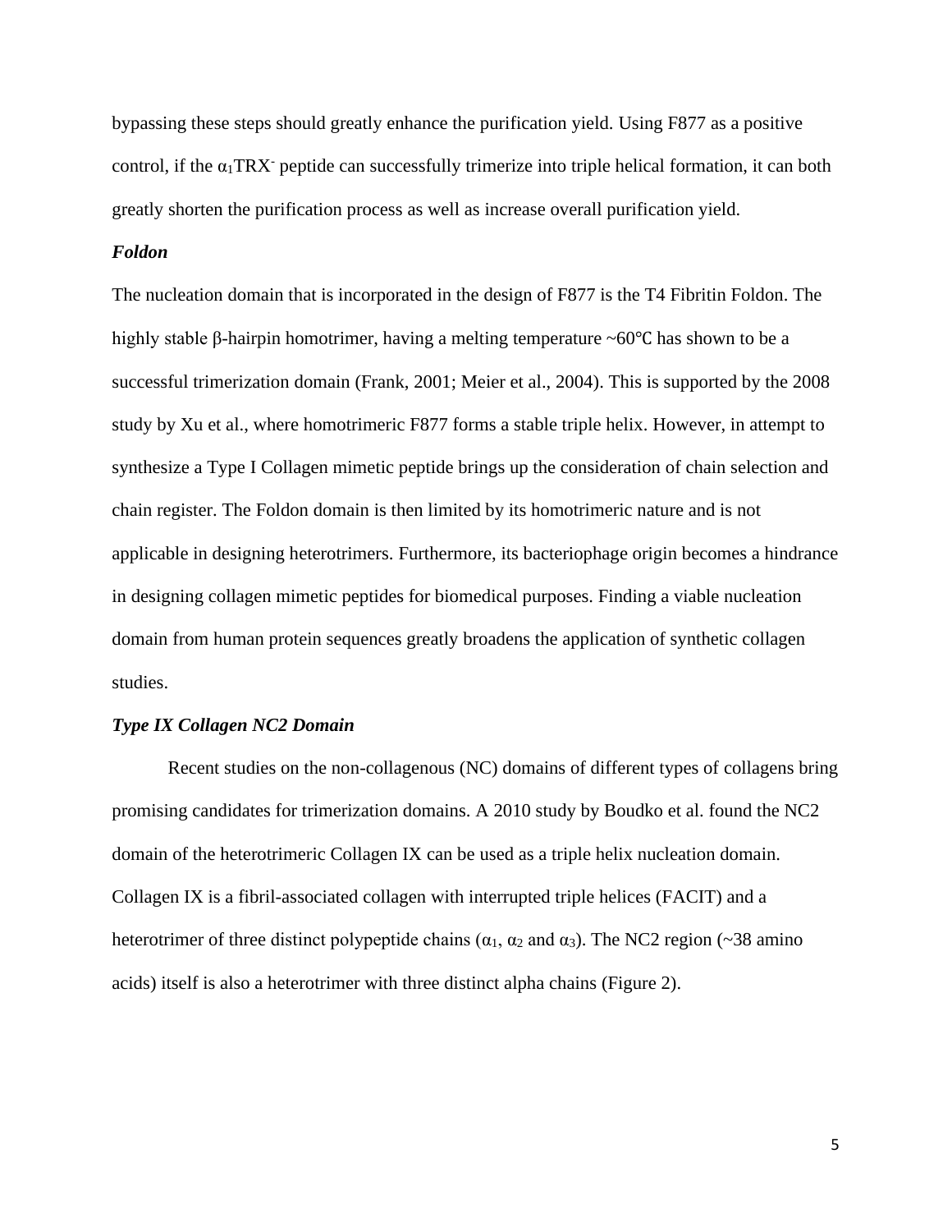bypassing these steps should greatly enhance the purification yield. Using F877 as a positive control, if the $\alpha_1$TRX$^-$ peptide can successfully trimerize into triple helical formation, it can both greatly shorten the purification process as well as increase overall purification yield.

### *Foldon*

The nucleation domain that is incorporated in the design of F877 is the T4 Fibritin Foldon. The highly stable β-hairpin homotrimer, having a melting temperature ~60℃ has shown to be a successful trimerization domain (Frank, 2001; Meier et al., 2004). This is supported by the 2008 study by Xu et al., where homotrimeric F877 forms a stable triple helix. However, in attempt to synthesize a Type I Collagen mimetic peptide brings up the consideration of chain selection and chain register. The Foldon domain is then limited by its homotrimeric nature and is not applicable in designing heterotrimers. Furthermore, its bacteriophage origin becomes a hindrance in designing collagen mimetic peptides for biomedical purposes. Finding a viable nucleation domain from human protein sequences greatly broadens the application of synthetic collagen studies.

### *Type IX Collagen NC2 Domain*

Recent studies on the non-collagenous (NC) domains of different types of collagens bring promising candidates for trimerization domains. A 2010 study by Boudko et al. found the NC2 domain of the heterotrimeric Collagen IX can be used as a triple helix nucleation domain. Collagen IX is a fibril-associated collagen with interrupted triple helices (FACIT) and a heterotrimer of three distinct polypeptide chains ($\alpha_1$, $\alpha_2$ and $\alpha_3$). The NC2 region (~38 amino acids) itself is also a heterotrimer with three distinct alpha chains (Figure 2).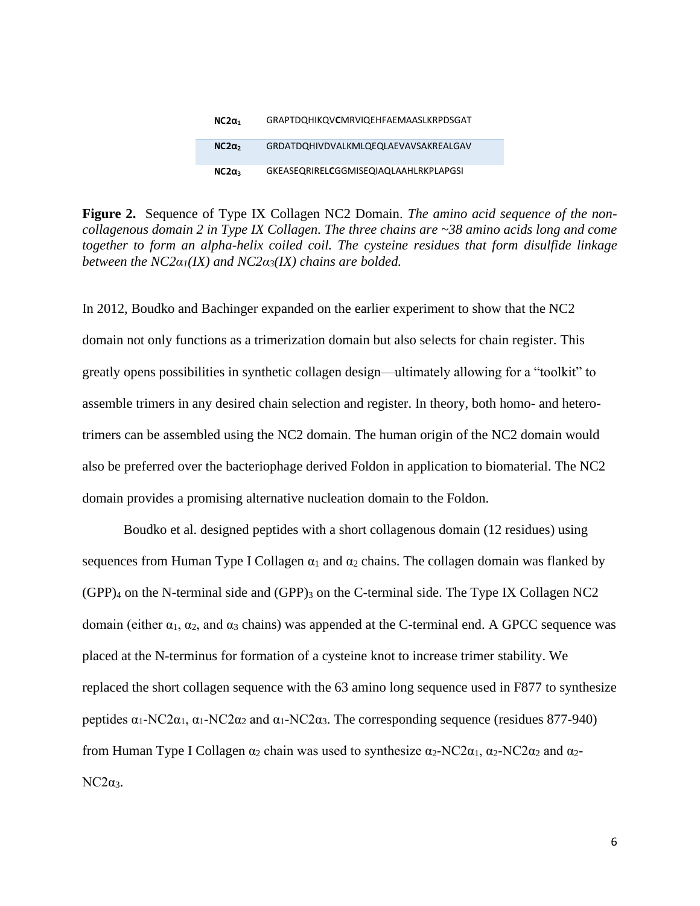| | |
|---|---|
| **NC2α$_1$** | GRAPTDQHIKQV**C**MRVIQEHFAEMAASLKRPDSGAT |
| **NC2α$_2$** | GRDATDQHIVDVALKMLQEQLAEVAVSAKREALGAV |
| **NC2α$_3$** | GKEASEQRIREL**C**GGMISEQIAQLAAHLRKPLAPGSI |

**Figure 2.** Sequence of Type IX Collagen NC2 Domain. *The amino acid sequence of the non-collagenous domain 2 in Type IX Collagen. The three chains are ~38 amino acids long and come together to form an alpha-helix coiled coil. The cysteine residues that form disulfide linkage between the NC2α$_1$(IX) and NC2α$_3$(IX) chains are bolded.*

In 2012, Boudko and Bachinger expanded on the earlier experiment to show that the NC2 domain not only functions as a trimerization domain but also selects for chain register. This greatly opens possibilities in synthetic collagen design—ultimately allowing for a "toolkit" to assemble trimers in any desired chain selection and register. In theory, both homo- and hetero-trimers can be assembled using the NC2 domain. The human origin of the NC2 domain would also be preferred over the bacteriophage derived Foldon in application to biomaterial. The NC2 domain provides a promising alternative nucleation domain to the Foldon.

Boudko et al. designed peptides with a short collagenous domain (12 residues) using sequences from Human Type I Collagen $\alpha_1$ and $\alpha_2$ chains. The collagen domain was flanked by $(GPP)_4$ on the N-terminal side and $(GPP)_3$ on the C-terminal side. The Type IX Collagen NC2 domain (either $\alpha_1$, $\alpha_2$, and $\alpha_3$ chains) was appended at the C-terminal end. A GPCC sequence was placed at the N-terminus for formation of a cysteine knot to increase trimer stability. We replaced the short collagen sequence with the 63 amino long sequence used in F877 to synthesize peptides $\alpha_1$-NC2$\alpha_1$, $\alpha_1$-NC2$\alpha_2$ and $\alpha_1$-NC2$\alpha_3$. The corresponding sequence (residues 877-940) from Human Type I Collagen $\alpha_2$ chain was used to synthesize $\alpha_2$-NC2$\alpha_1$, $\alpha_2$-NC2$\alpha_2$ and $\alpha_2$-NC2$\alpha_3$.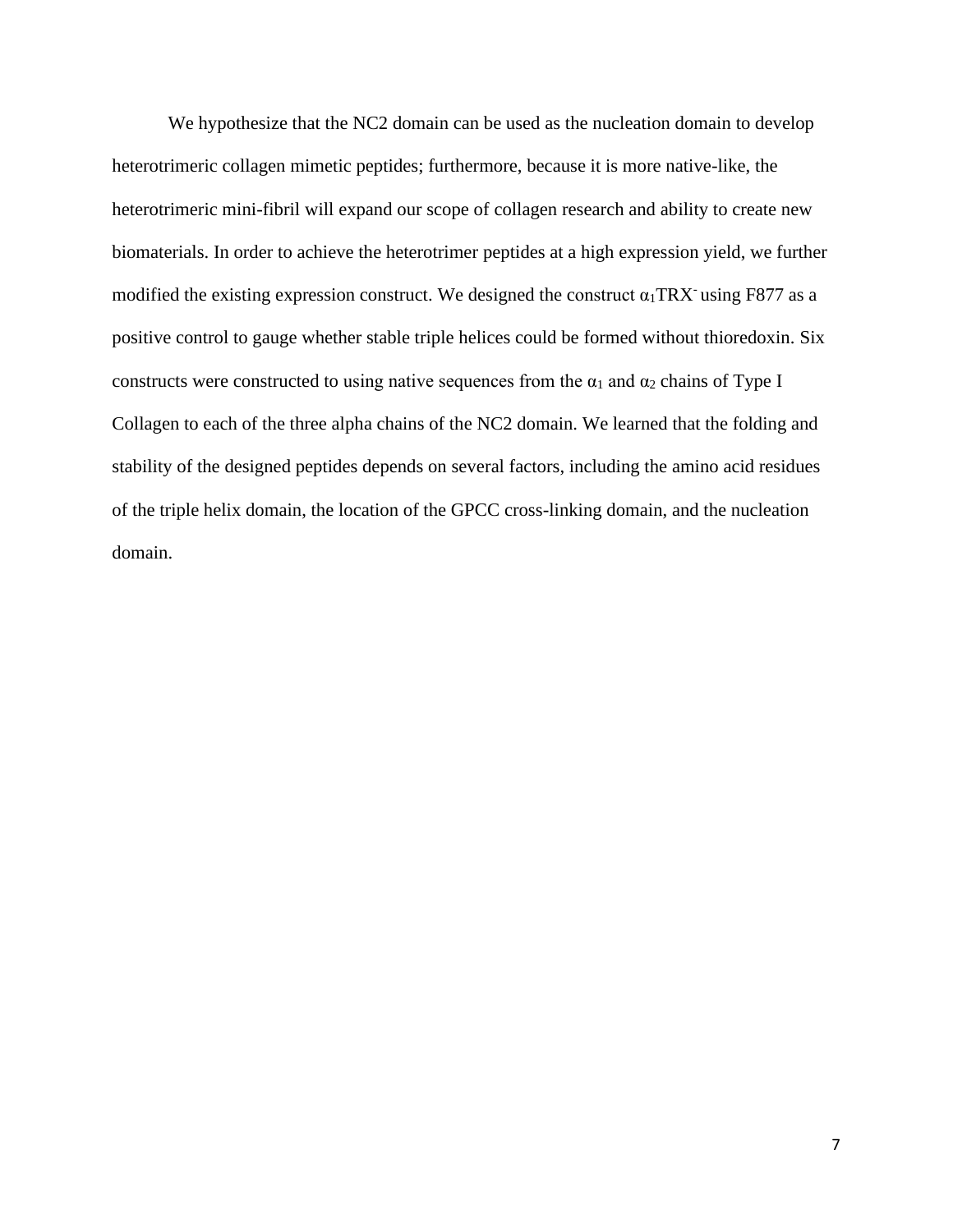We hypothesize that the NC2 domain can be used as the nucleation domain to develop heterotrimeric collagen mimetic peptides; furthermore, because it is more native-like, the heterotrimeric mini-fibril will expand our scope of collagen research and ability to create new biomaterials. In order to achieve the heterotrimer peptides at a high expression yield, we further modified the existing expression construct. We designed the construct $\alpha_1$TRX$^-$ using F877 as a positive control to gauge whether stable triple helices could be formed without thioredoxin. Six constructs were constructed to using native sequences from the $\alpha_1$ and $\alpha_2$ chains of Type I Collagen to each of the three alpha chains of the NC2 domain. We learned that the folding and stability of the designed peptides depends on several factors, including the amino acid residues of the triple helix domain, the location of the GPCC cross-linking domain, and the nucleation domain.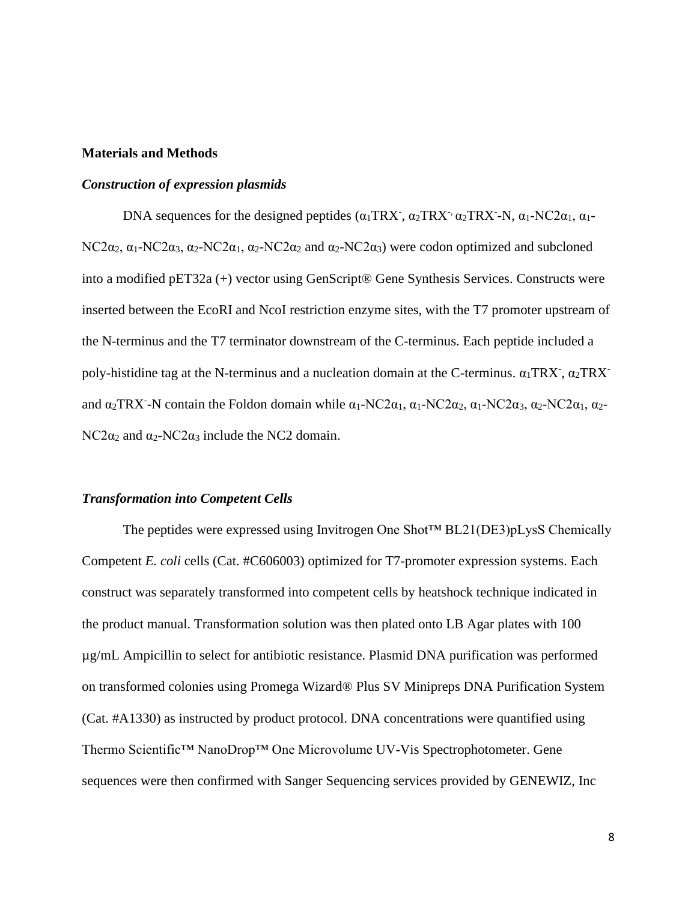**Materials and Methods**

***Construction of expression plasmids***

DNA sequences for the designed peptides ($\alpha_1$TRX$^-$, $\alpha_2$TRX$^{-,}$ $\alpha_2$TRX$^-$-N, $\alpha_1$-NC2$\alpha_1$, $\alpha_1$-NC2$\alpha_2$, $\alpha_1$-NC2$\alpha_3$, $\alpha_2$-NC2$\alpha_1$, $\alpha_2$-NC2$\alpha_2$ and $\alpha_2$-NC2$\alpha_3$) were codon optimized and subcloned into a modified pET32a (+) vector using GenScript® Gene Synthesis Services. Constructs were inserted between the EcoRI and NcoI restriction enzyme sites, with the T7 promoter upstream of the N-terminus and the T7 terminator downstream of the C-terminus. Each peptide included a poly-histidine tag at the N-terminus and a nucleation domain at the C-terminus. $\alpha_1$TRX$^-$, $\alpha_2$TRX$^-$ and $\alpha_2$TRX$^-$-N contain the Foldon domain while $\alpha_1$-NC2$\alpha_1$, $\alpha_1$-NC2$\alpha_2$, $\alpha_1$-NC2$\alpha_3$, $\alpha_2$-NC2$\alpha_1$, $\alpha_2$-NC2$\alpha_2$ and $\alpha_2$-NC2$\alpha_3$ include the NC2 domain.

***Transformation into Competent Cells***

The peptides were expressed using Invitrogen One Shot™ BL21(DE3)pLysS Chemically Competent *E. coli* cells (Cat. #C606003) optimized for T7-promoter expression systems. Each construct was separately transformed into competent cells by heatshock technique indicated in the product manual. Transformation solution was then plated onto LB Agar plates with 100 µg/mL Ampicillin to select for antibiotic resistance. Plasmid DNA purification was performed on transformed colonies using Promega Wizard® Plus SV Minipreps DNA Purification System (Cat. #A1330) as instructed by product protocol. DNA concentrations were quantified using Thermo Scientific™ NanoDrop™ One Microvolume UV-Vis Spectrophotometer. Gene sequences were then confirmed with Sanger Sequencing services provided by GENEWIZ, Inc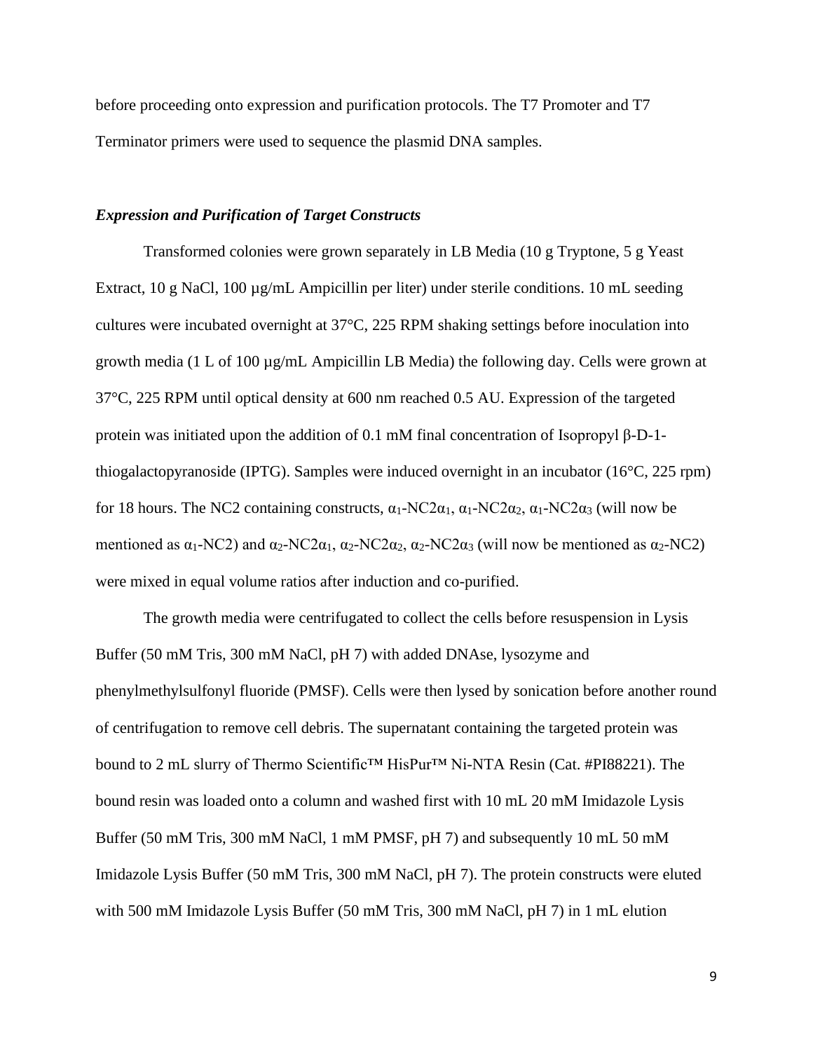before proceeding onto expression and purification protocols. The T7 Promoter and T7 Terminator primers were used to sequence the plasmid DNA samples.

### *Expression and Purification of Target Constructs*

Transformed colonies were grown separately in LB Media (10 g Tryptone, 5 g Yeast Extract, 10 g NaCl, 100 µg/mL Ampicillin per liter) under sterile conditions. 10 mL seeding cultures were incubated overnight at 37°C, 225 RPM shaking settings before inoculation into growth media (1 L of 100 µg/mL Ampicillin LB Media) the following day. Cells were grown at 37°C, 225 RPM until optical density at 600 nm reached 0.5 AU. Expression of the targeted protein was initiated upon the addition of 0.1 mM final concentration of Isopropyl β-D-1-thiogalactopyranoside (IPTG). Samples were induced overnight in an incubator (16°C, 225 rpm) for 18 hours. The NC2 containing constructs, $\alpha_1$-NC2$\alpha_1$, $\alpha_1$-NC2$\alpha_2$, $\alpha_1$-NC2$\alpha_3$ (will now be mentioned as $\alpha_1$-NC2) and $\alpha_2$-NC2$\alpha_1$, $\alpha_2$-NC2$\alpha_2$, $\alpha_2$-NC2$\alpha_3$ (will now be mentioned as $\alpha_2$-NC2) were mixed in equal volume ratios after induction and co-purified.

The growth media were centrifugated to collect the cells before resuspension in Lysis Buffer (50 mM Tris, 300 mM NaCl, pH 7) with added DNAse, lysozyme and phenylmethylsulfonyl fluoride (PMSF). Cells were then lysed by sonication before another round of centrifugation to remove cell debris. The supernatant containing the targeted protein was bound to 2 mL slurry of Thermo Scientific™ HisPur™ Ni-NTA Resin (Cat. #PI88221). The bound resin was loaded onto a column and washed first with 10 mL 20 mM Imidazole Lysis Buffer (50 mM Tris, 300 mM NaCl, 1 mM PMSF, pH 7) and subsequently 10 mL 50 mM Imidazole Lysis Buffer (50 mM Tris, 300 mM NaCl, pH 7). The protein constructs were eluted with 500 mM Imidazole Lysis Buffer (50 mM Tris, 300 mM NaCl, pH 7) in 1 mL elution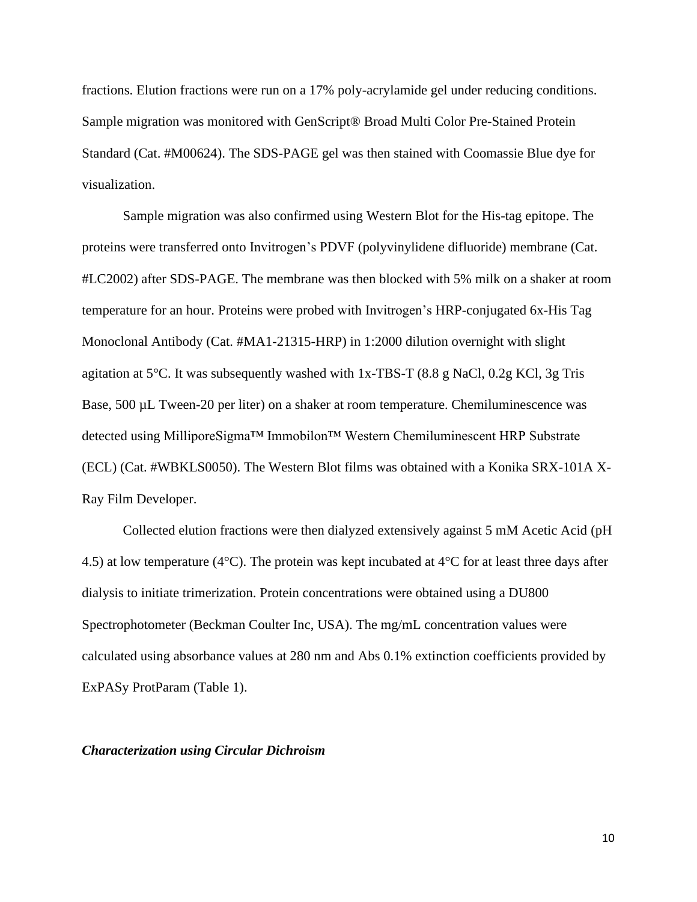fractions. Elution fractions were run on a 17% poly-acrylamide gel under reducing conditions. Sample migration was monitored with GenScript® Broad Multi Color Pre-Stained Protein Standard (Cat. #M00624). The SDS-PAGE gel was then stained with Coomassie Blue dye for visualization.

Sample migration was also confirmed using Western Blot for the His-tag epitope. The proteins were transferred onto Invitrogen's PDVF (polyvinylidene difluoride) membrane (Cat. #LC2002) after SDS-PAGE. The membrane was then blocked with 5% milk on a shaker at room temperature for an hour. Proteins were probed with Invitrogen's HRP-conjugated 6x-His Tag Monoclonal Antibody (Cat. #MA1-21315-HRP) in 1:2000 dilution overnight with slight agitation at 5°C. It was subsequently washed with 1x-TBS-T (8.8 g NaCl, 0.2g KCl, 3g Tris Base, 500 µL Tween-20 per liter) on a shaker at room temperature. Chemiluminescence was detected using MilliporeSigma™ Immobilon™ Western Chemiluminescent HRP Substrate (ECL) (Cat. #WBKLS0050). The Western Blot films was obtained with a Konika SRX-101A X-Ray Film Developer.

Collected elution fractions were then dialyzed extensively against 5 mM Acetic Acid (pH 4.5) at low temperature (4°C). The protein was kept incubated at 4°C for at least three days after dialysis to initiate trimerization. Protein concentrations were obtained using a DU800 Spectrophotometer (Beckman Coulter Inc, USA). The mg/mL concentration values were calculated using absorbance values at 280 nm and Abs 0.1% extinction coefficients provided by ExPASy ProtParam (Table 1).

### *Characterization using Circular Dichroism*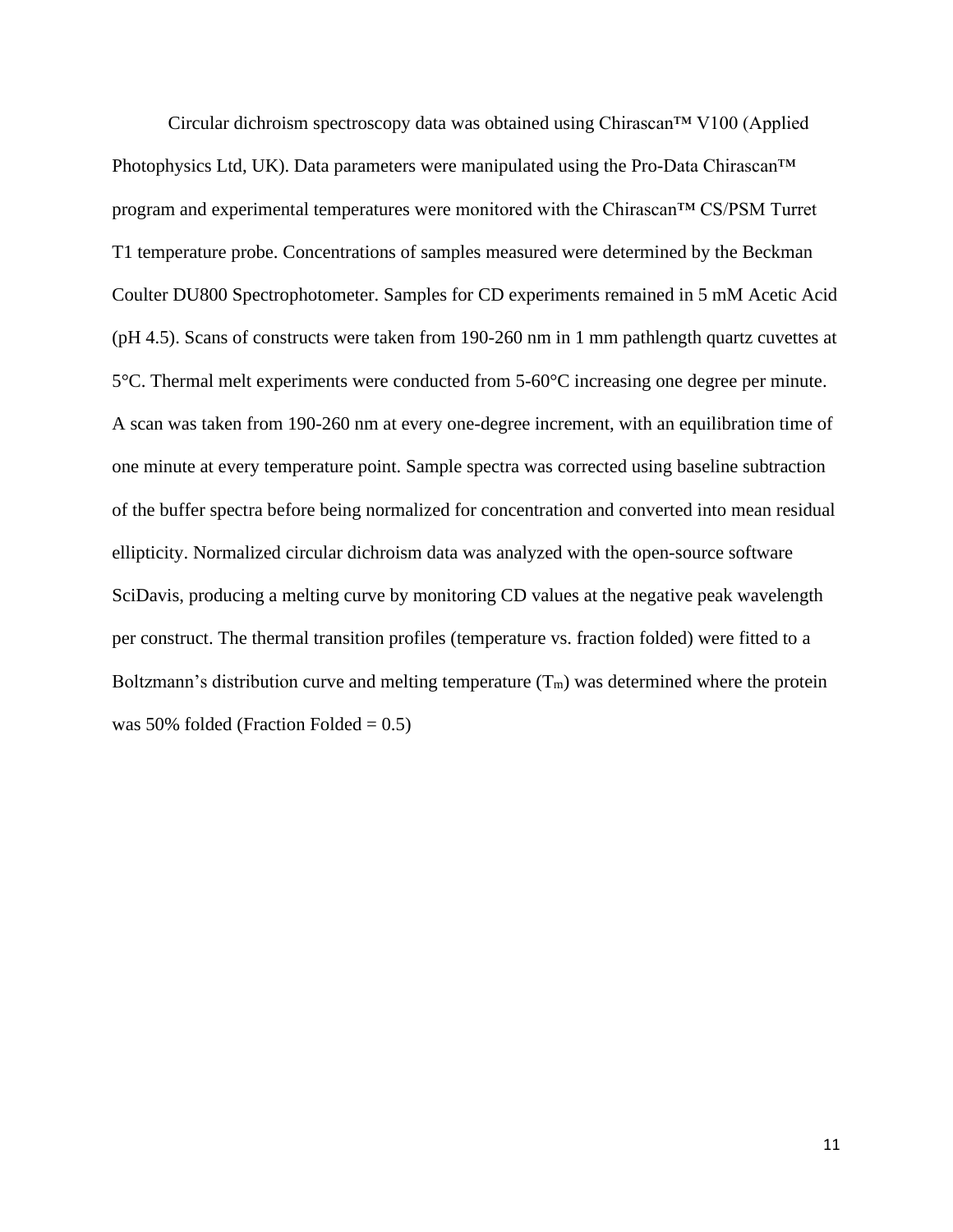Circular dichroism spectroscopy data was obtained using Chirascan™ V100 (Applied Photophysics Ltd, UK). Data parameters were manipulated using the Pro-Data Chirascan™ program and experimental temperatures were monitored with the Chirascan™ CS/PSM Turret T1 temperature probe. Concentrations of samples measured were determined by the Beckman Coulter DU800 Spectrophotometer. Samples for CD experiments remained in 5 mM Acetic Acid (pH 4.5). Scans of constructs were taken from 190-260 nm in 1 mm pathlength quartz cuvettes at 5°C. Thermal melt experiments were conducted from 5-60°C increasing one degree per minute. A scan was taken from 190-260 nm at every one-degree increment, with an equilibration time of one minute at every temperature point. Sample spectra was corrected using baseline subtraction of the buffer spectra before being normalized for concentration and converted into mean residual ellipticity. Normalized circular dichroism data was analyzed with the open-source software SciDavis, producing a melting curve by monitoring CD values at the negative peak wavelength per construct. The thermal transition profiles (temperature vs. fraction folded) were fitted to a Boltzmann's distribution curve and melting temperature ($T_m$) was determined where the protein was 50% folded (Fraction Folded = 0.5)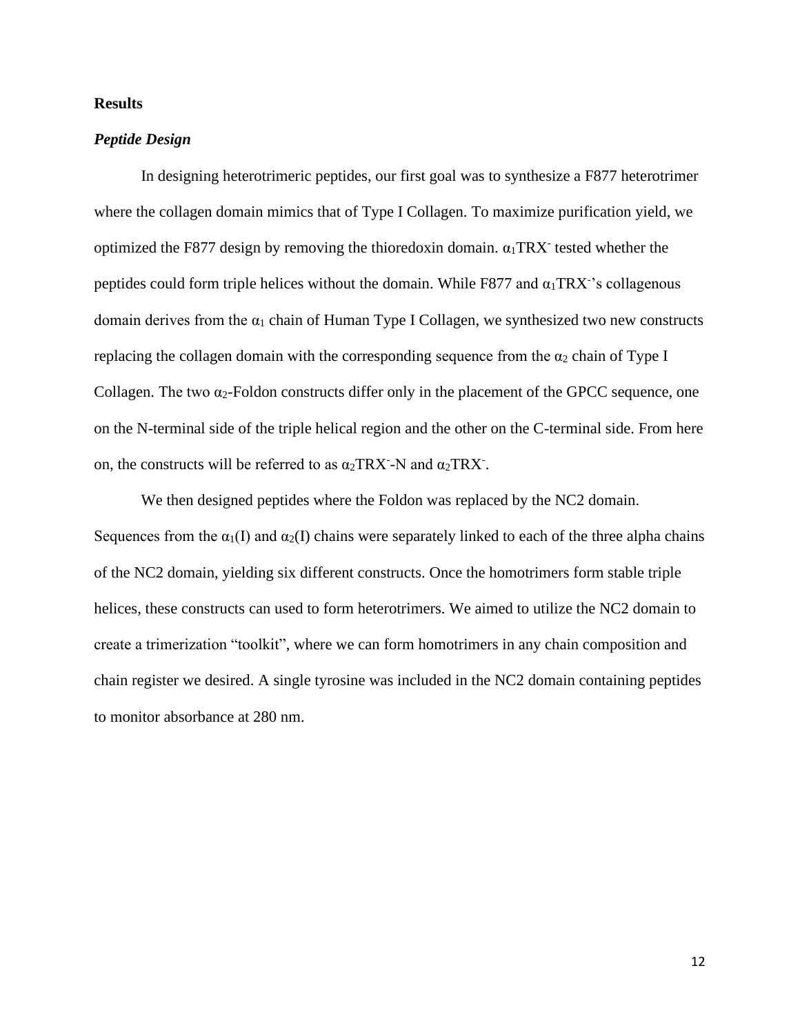## Results

### *Peptide Design*

In designing heterotrimeric peptides, our first goal was to synthesize a F877 heterotrimer where the collagen domain mimics that of Type I Collagen. To maximize purification yield, we optimized the F877 design by removing the thioredoxin domain. $\alpha_1$TRX$^-$ tested whether the peptides could form triple helices without the domain. While F877 and $\alpha_1$TRX$^-$'s collagenous domain derives from the $\alpha_1$ chain of Human Type I Collagen, we synthesized two new constructs replacing the collagen domain with the corresponding sequence from the $\alpha_2$ chain of Type I Collagen. The two $\alpha_2$-Foldon constructs differ only in the placement of the GPCC sequence, one on the N-terminal side of the triple helical region and the other on the C-terminal side. From here on, the constructs will be referred to as $\alpha_2$TRX$^-$-N and $\alpha_2$TRX$^-$.

We then designed peptides where the Foldon was replaced by the NC2 domain. Sequences from the $\alpha_1$(I) and $\alpha_2$(I) chains were separately linked to each of the three alpha chains of the NC2 domain, yielding six different constructs. Once the homotrimers form stable triple helices, these constructs can used to form heterotrimers. We aimed to utilize the NC2 domain to create a trimerization "toolkit", where we can form homotrimers in any chain composition and chain register we desired. A single tyrosine was included in the NC2 domain containing peptides to monitor absorbance at 280 nm.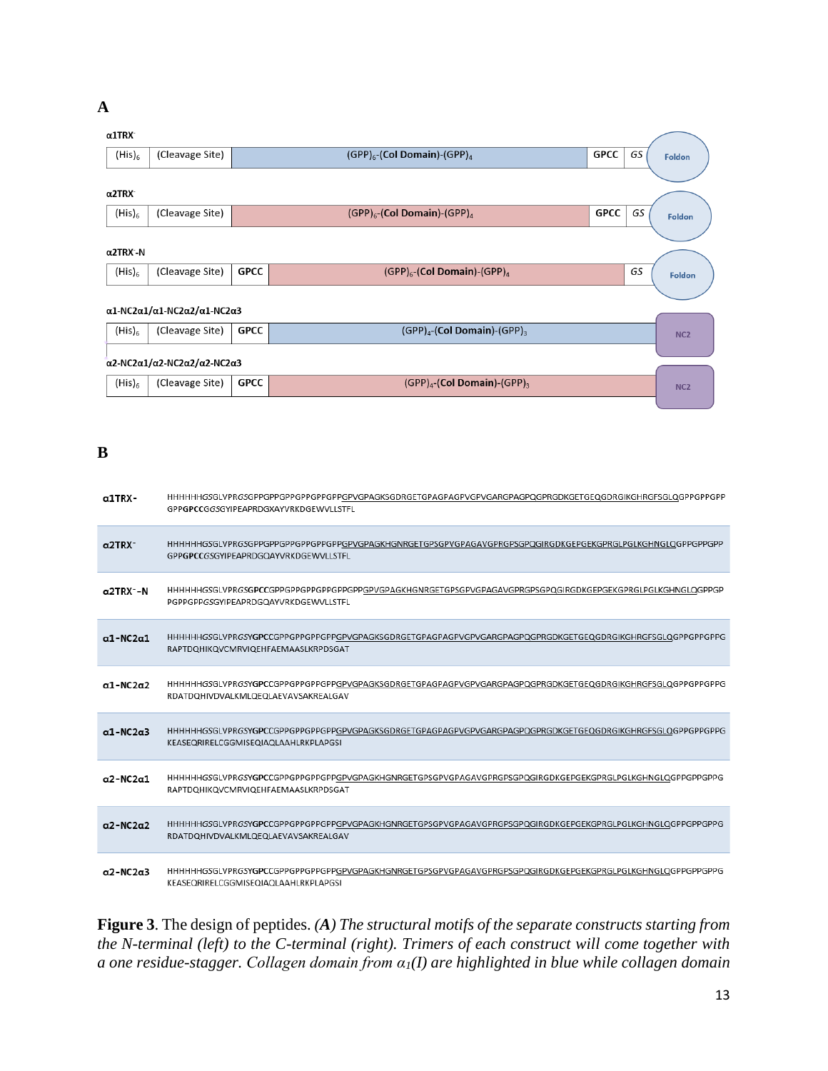**A**

**α1TRX⁻**

| $(His)_6$ | (Cleavage Site) | $(GPP)_6$-(Col Domain)-$(GPP)_4$ | GPCC | GS | Foldon |
|---|---|---|---|---|---|

**α2TRX⁻**

| $(His)_6$ | (Cleavage Site) | $(GPP)_6$-(Col Domain)-$(GPP)_4$ | GPCC | GS | Foldon |
|---|---|---|---|---|---|

**α2TRX⁻-N**

| $(His)_6$ | (Cleavage Site) | GPCC | $(GPP)_6$-(Col Domain)-$(GPP)_4$ | GS | Foldon |
|---|---|---|---|---|---|

**α1-NC2α1/α1-NC2α2/α1-NC2α3**

| $(His)_6$ | (Cleavage Site) | GPCC | $(GPP)_4$-(Col Domain)-$(GPP)_3$ | NC2 |
|---|---|---|---|---|

**α2-NC2α1/α2-NC2α2/α2-NC2α3**

| $(His)_6$ | (Cleavage Site) | GPCC | $(GPP)_4$-(Col Domain)-$(GPP)_3$ | NC2 |
|---|---|---|---|---|

**B**

| Construct | Sequence |
|---|---|
| **α1TRX-** | HHHHHH*GS*GLVPR*GS*GPPGPPGPPGPPGPPGPPGPVGPAGKSGDRGETGPAGPAGPVGPVGARGPAGPQGPRGDKGETGEQGDRGIKGHRGFSGLQGPPGPPGPPGPP**GPCC***GGS*GYIPEAPRDGQAYVRKDGEWVLLSTFL |
| **α2TRX⁻** | HHHHHH*GS*GLVPR*GS*GPPGPPGPPGPPGPPGPPGPVGPAGKHGNRGETGPSGPVGPAGAVGPRGPSGPQGIRGDKGEPGEKGPRGLPGLKGHNGLQGPPGPPGPPGPP**GPCC***GS*GYIPEAPRDGQAYVRKDGEWVLLSTFL |
| **α2TRX⁻-N** | HHHHHH*GS*GLVPR*GS***GPCC**GPPGPPGPPGPPGPPGPPGPVGPAGKHGNRGETGPSGPVGPAGAVGPRGPSGPQGIRGDKGEPGEKGPRGLPGLKGHNGLQGPPGPPGPPGPP*GS*GYIPEAPRDGQAYVRKDGEWVLLSTFL |
| **α1-NC2α1** | HHHHHH*GS*GLVPR*GS***YGPC**CGPPGPPGPPGPPGPVGPAGKSGDRGETGPAGPAGPVGPVGARGPAGPQGPRGDKGETGEQGDRGIKGHRGFSGLQGPPGPPGPPGRAPTDQHIKQVCMRVIQEHFAEMAASLKRPDSGAT |
| **α1-NC2α2** | HHHHHH*GS*GLVPR*GS***YGPC**CGPPGPPGPPGPPGPVGPAGKSGDRGETGPAGPAGPVGPVGARGPAGPQGPRGDKGETGEQGDRGIKGHRGFSGLQGPPGPPGPPGRDATDQHIVDVALKMLQEQLAEVAVSAKREALGAV |
| **α1-NC2α3** | HHHHHH*GS*GLVPR*GS***YGPC**CGPPGPPGPPGPPGPVGPAGKSGDRGETGPAGPAGPVGPVGARGPAGPQGPRGDKGETGEQGDRGIKGHRGFSGLQGPPGPPGPPGKEASEQRIRELCGGMISEQIAQLAAHLRKPLAPGSI |
| **α2-NC2α1** | HHHHHH*GS*GLVPR*GS***YGPC**CGPPGPPGPPGPPGPVGPAGKHGNRGETGPSGPVGPAGAVGPRGPSGPQGIRGDKGEPGEKGPRGLPGLKGHNGLQGPPGPPGPPGRAPTDQHIKQVCMRVIQEHFAEMAASLKRPDSGAT |
| **α2-NC2α2** | HHHHHH*GS*GLVPR*GS***YGPC**CGPPGPPGPPGPPGPVGPAGKHGNRGETGPSGPVGPAGAVGPRGPSGPQGIRGDKGEPGEKGPRGLPGLKGHNGLQGPPGPPGPPGRDATDQHIVDVALKMLQEQLAEVAVSAKREALGAV |
| **α2-NC2α3** | HHHHHH*GS*GLVPR*GS***YGPC**CGPPGPPGPPGPPGPVGPAGKHGNRGETGPSGPVGPAGAVGPRGPSGPQGIRGDKGEPGEKGPRGLPGLKGHNGLQGPPGPPGPPGKEASEQRIRELCGGMISEQIAQLAAHLRKPLAPGSI |

**Figure 3**. The design of peptides. ***(A)*** *The structural motifs of the separate constructs starting from the N-terminal (left) to the C-terminal (right). Trimers of each construct will come together with a one residue-stagger. Collagen domain from $\alpha_1$(I) are highlighted in blue while collagen domain*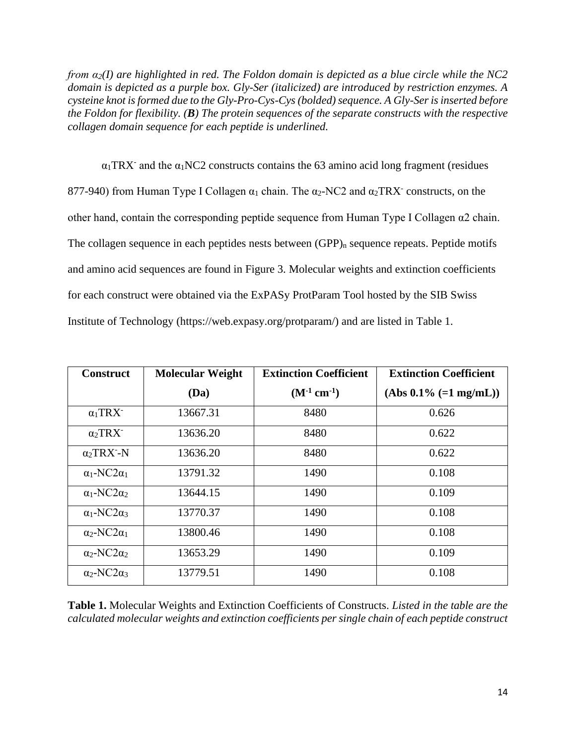*from $\alpha_2$(I) are highlighted in red. The Foldon domain is depicted as a blue circle while the NC2 domain is depicted as a purple box. Gly-Ser (italicized) are introduced by restriction enzymes. A cysteine knot is formed due to the Gly-Pro-Cys-Cys (bolded) sequence. A Gly-Ser is inserted before the Foldon for flexibility. (**B**) The protein sequences of the separate constructs with the respective collagen domain sequence for each peptide is underlined.*

$\alpha_1$TRX$^-$ and the $\alpha_1$NC2 constructs contains the 63 amino acid long fragment (residues 877-940) from Human Type I Collagen $\alpha_1$ chain. The $\alpha_2$-NC2 and $\alpha_2$TRX$^-$ constructs, on the other hand, contain the corresponding peptide sequence from Human Type I Collagen α2 chain. The collagen sequence in each peptides nests between (GPP)$_n$ sequence repeats. Peptide motifs and amino acid sequences are found in Figure 3. Molecular weights and extinction coefficients for each construct were obtained via the ExPASy ProtParam Tool hosted by the SIB Swiss Institute of Technology (https://web.expasy.org/protparam/) and are listed in Table 1.

| **Construct** | **Molecular Weight (Da)** | **Extinction Coefficient ($M^{-1}$ $cm^{-1}$)** | **Extinction Coefficient (Abs 0.1% (=1 mg/mL))** |
|---|---|---|---|
| $\alpha_1$TRX$^-$ | 13667.31 | 8480 | 0.626 |
| $\alpha_2$TRX$^-$ | 13636.20 | 8480 | 0.622 |
| $\alpha_2$TRX$^-$-N | 13636.20 | 8480 | 0.622 |
| $\alpha_1$-NC2$\alpha_1$ | 13791.32 | 1490 | 0.108 |
| $\alpha_1$-NC2$\alpha_2$ | 13644.15 | 1490 | 0.109 |
| $\alpha_1$-NC2$\alpha_3$ | 13770.37 | 1490 | 0.108 |
| $\alpha_2$-NC2$\alpha_1$ | 13800.46 | 1490 | 0.108 |
| $\alpha_2$-NC2$\alpha_2$ | 13653.29 | 1490 | 0.109 |
| $\alpha_2$-NC2$\alpha_3$ | 13779.51 | 1490 | 0.108 |

**Table 1.** Molecular Weights and Extinction Coefficients of Constructs. *Listed in the table are the calculated molecular weights and extinction coefficients per single chain of each peptide construct*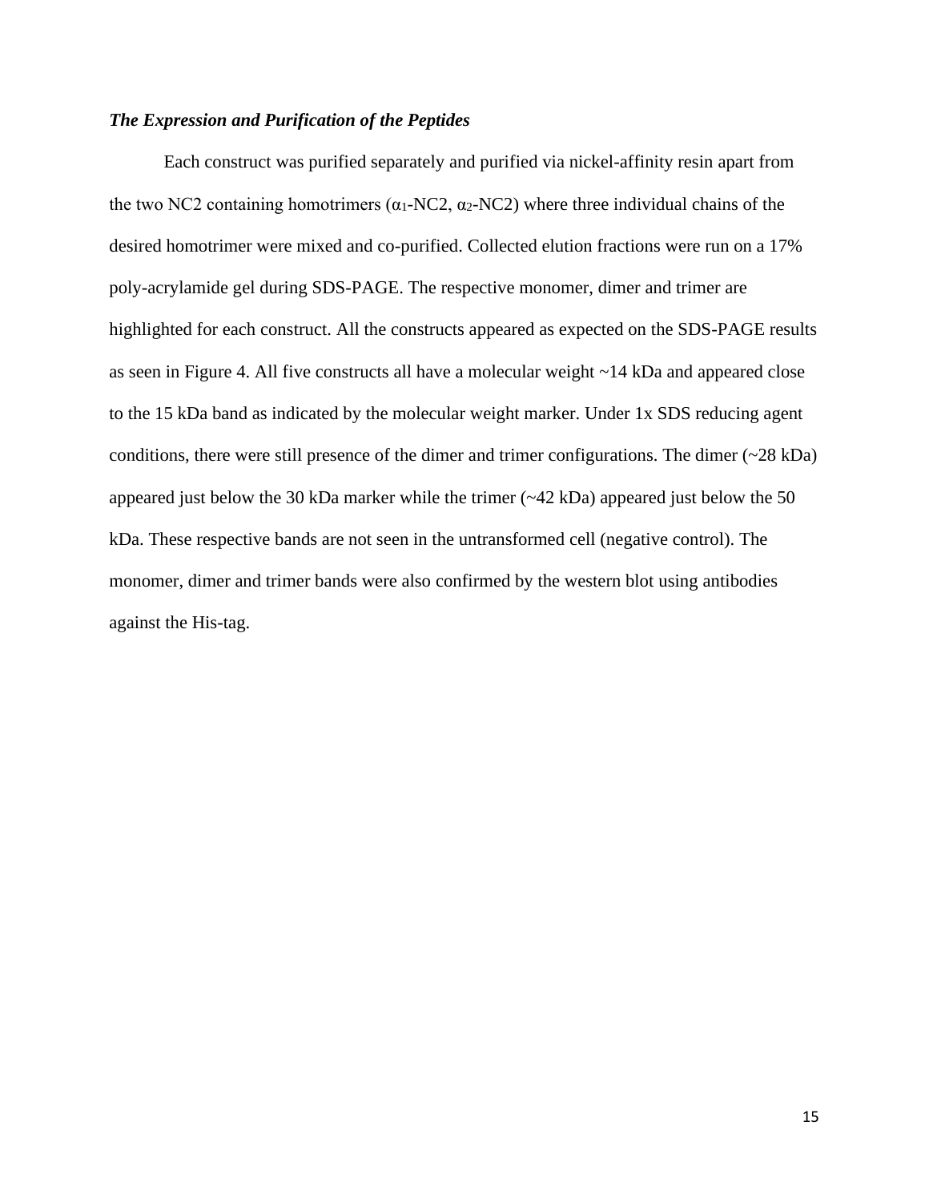### *The Expression and Purification of the Peptides*

Each construct was purified separately and purified via nickel-affinity resin apart from the two NC2 containing homotrimers ($\alpha_1$-NC2, $\alpha_2$-NC2) where three individual chains of the desired homotrimer were mixed and co-purified. Collected elution fractions were run on a 17% poly-acrylamide gel during SDS-PAGE. The respective monomer, dimer and trimer are highlighted for each construct. All the constructs appeared as expected on the SDS-PAGE results as seen in Figure 4. All five constructs all have a molecular weight ~14 kDa and appeared close to the 15 kDa band as indicated by the molecular weight marker. Under 1x SDS reducing agent conditions, there were still presence of the dimer and trimer configurations. The dimer (~28 kDa) appeared just below the 30 kDa marker while the trimer (~42 kDa) appeared just below the 50 kDa. These respective bands are not seen in the untransformed cell (negative control). The monomer, dimer and trimer bands were also confirmed by the western blot using antibodies against the His-tag.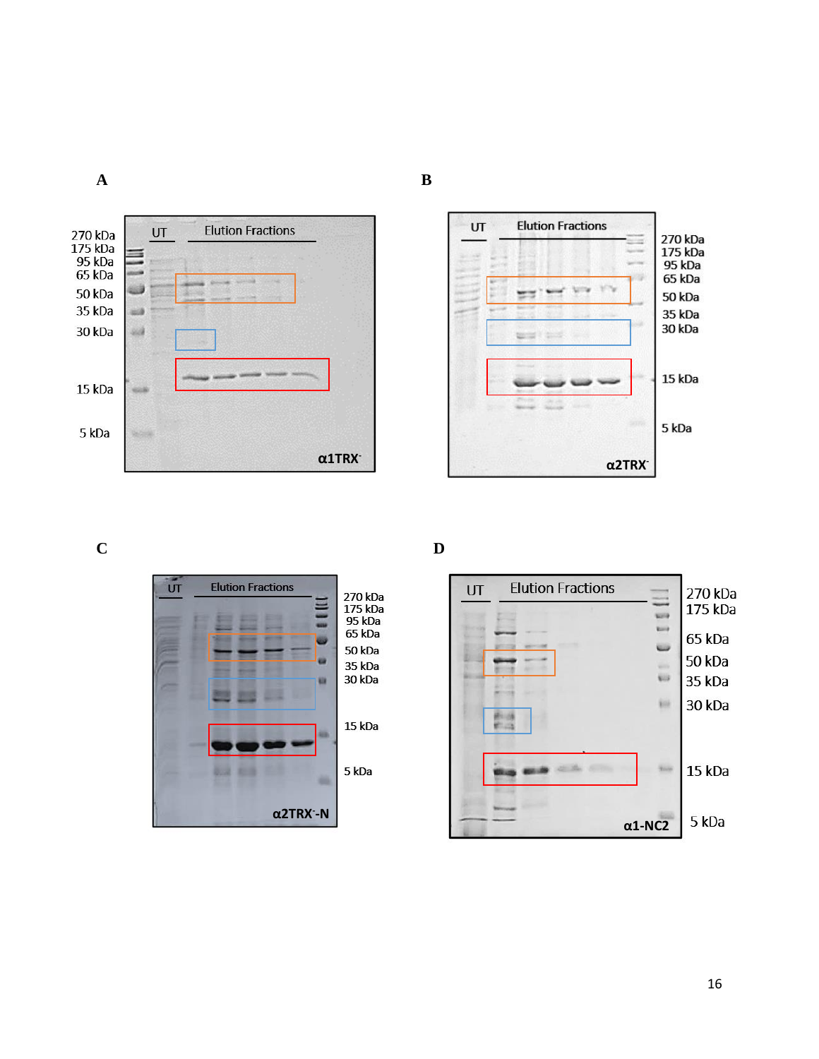**A**

270 kDa
175 kDa
95 kDa
65 kDa
50 kDa
35 kDa
30 kDa
15 kDa
5 kDa

UT | Elution Fractions

α1TRX⁻

**B**

UT | Elution Fractions

270 kDa
175 kDa
95 kDa
65 kDa
50 kDa
35 kDa
30 kDa
15 kDa
5 kDa

α2TRX⁻

**C**

UT | Elution Fractions

270 kDa
175 kDa
95 kDa
65 kDa
50 kDa
35 kDa
30 kDa
15 kDa
5 kDa

α2TRX⁻-N

**D**

UT | Elution Fractions

270 kDa
175 kDa
65 kDa
50 kDa
35 kDa
30 kDa
15 kDa
5 kDa

α1-NC2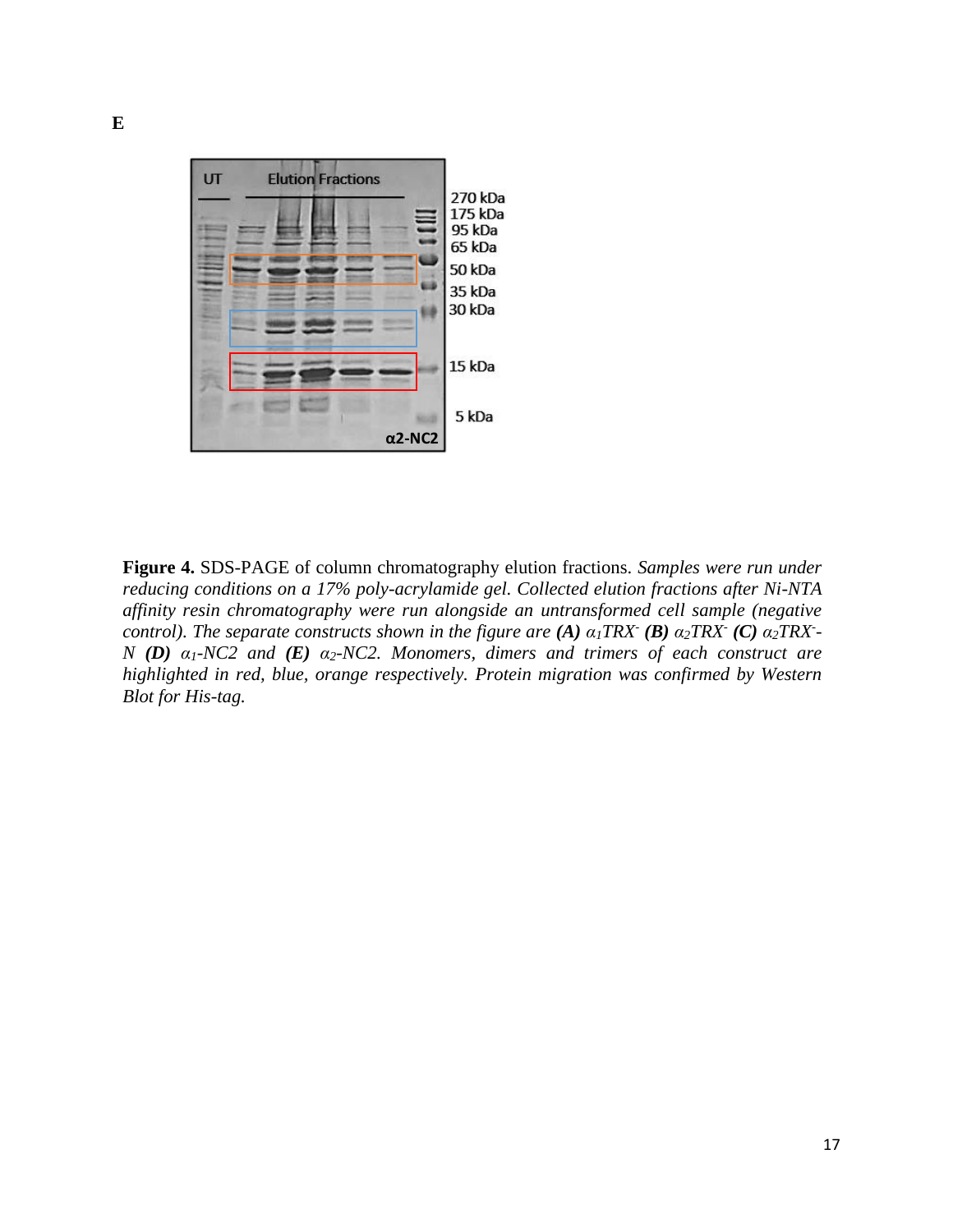**E**

**Figure 4.** SDS-PAGE of column chromatography elution fractions. *Samples were run under reducing conditions on a 17% poly-acrylamide gel. Collected elution fractions after Ni-NTA affinity resin chromatography were run alongside an untransformed cell sample (negative control). The separate constructs shown in the figure are* ***(A)*** *$\alpha_1$TRX$^-$* ***(B)*** *$\alpha_2$TRX$^-$* ***(C)*** *$\alpha_2$TRX$^-$-N* ***(D)*** *$\alpha_1$-NC2 and* ***(E)*** *$\alpha_2$-NC2. Monomers, dimers and trimers of each construct are highlighted in red, blue, orange respectively. Protein migration was confirmed by Western Blot for His-tag.*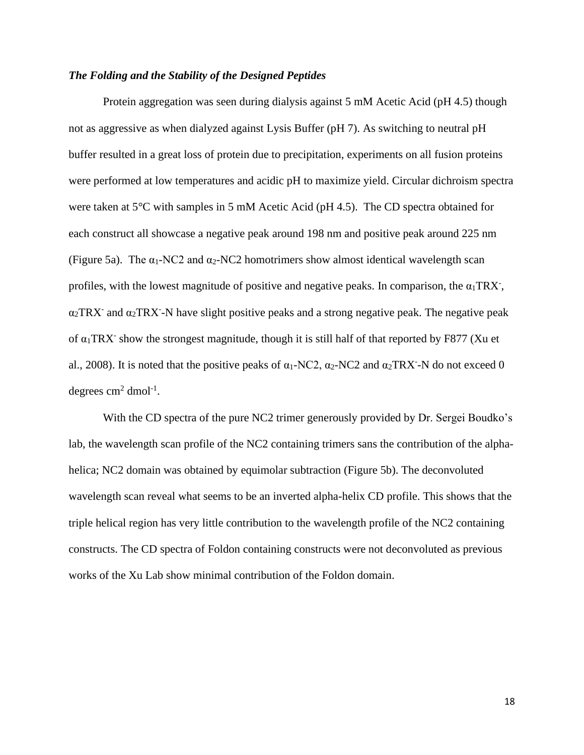***The Folding and the Stability of the Designed Peptides***

Protein aggregation was seen during dialysis against 5 mM Acetic Acid (pH 4.5) though not as aggressive as when dialyzed against Lysis Buffer (pH 7). As switching to neutral pH buffer resulted in a great loss of protein due to precipitation, experiments on all fusion proteins were performed at low temperatures and acidic pH to maximize yield. Circular dichroism spectra were taken at 5°C with samples in 5 mM Acetic Acid (pH 4.5). The CD spectra obtained for each construct all showcase a negative peak around 198 nm and positive peak around 225 nm (Figure 5a). The $\alpha_1$-NC2 and $\alpha_2$-NC2 homotrimers show almost identical wavelength scan profiles, with the lowest magnitude of positive and negative peaks. In comparison, the $\alpha_1$TRX$^-$, $\alpha_2$TRX$^-$ and $\alpha_2$TRX$^-$-N have slight positive peaks and a strong negative peak. The negative peak of $\alpha_1$TRX$^-$ show the strongest magnitude, though it is still half of that reported by F877 (Xu et al., 2008). It is noted that the positive peaks of $\alpha_1$-NC2, $\alpha_2$-NC2 and $\alpha_2$TRX$^-$-N do not exceed 0 degrees cm$^2$ dmol$^{-1}$.

With the CD spectra of the pure NC2 trimer generously provided by Dr. Sergei Boudko's lab, the wavelength scan profile of the NC2 containing trimers sans the contribution of the alpha-helica; NC2 domain was obtained by equimolar subtraction (Figure 5b). The deconvoluted wavelength scan reveal what seems to be an inverted alpha-helix CD profile. This shows that the triple helical region has very little contribution to the wavelength profile of the NC2 containing constructs. The CD spectra of Foldon containing constructs were not deconvoluted as previous works of the Xu Lab show minimal contribution of the Foldon domain.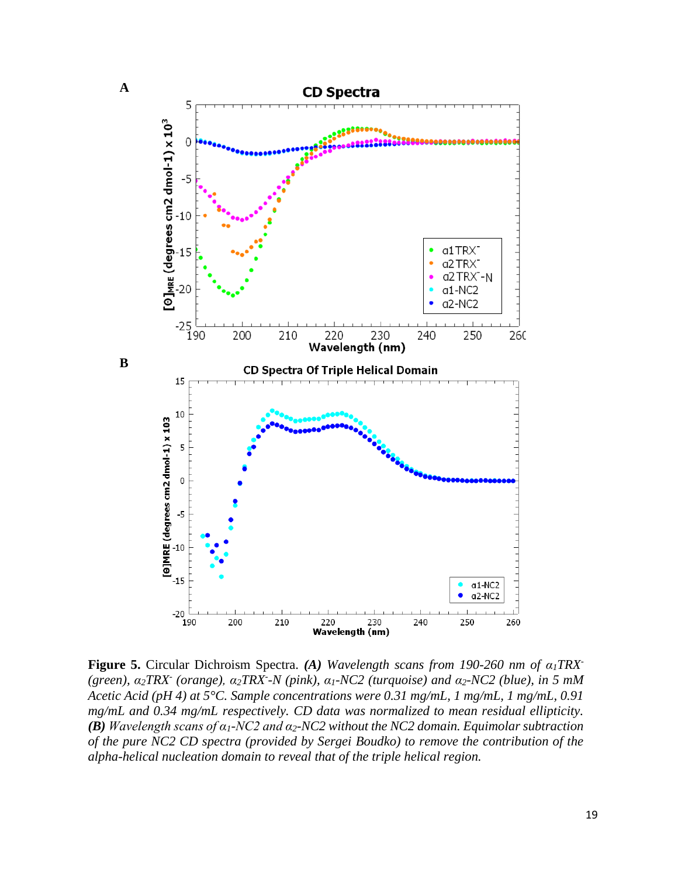**Figure 5.** Circular Dichroism Spectra. ***(A)*** *Wavelength scans from 190-260 nm of $\alpha_1$TRX$^-$ (green), $\alpha_2$TRX$^-$ (orange), $\alpha_2$TRX$^-$-N (pink), $\alpha_1$-NC2 (turquoise) and $\alpha_2$-NC2 (blue), in 5 mM Acetic Acid (pH 4) at 5°C. Sample concentrations were 0.31 mg/mL, 1 mg/mL, 1 mg/mL, 0.91 mg/mL and 0.34 mg/mL respectively. CD data was normalized to mean residual ellipticity.* ***(B)*** *Wavelength scans of $\alpha_1$-NC2 and $\alpha_2$-NC2 without the NC2 domain. Equimolar subtraction of the pure NC2 CD spectra (provided by Sergei Boudko) to remove the contribution of the alpha-helical nucleation domain to reveal that of the triple helical region.*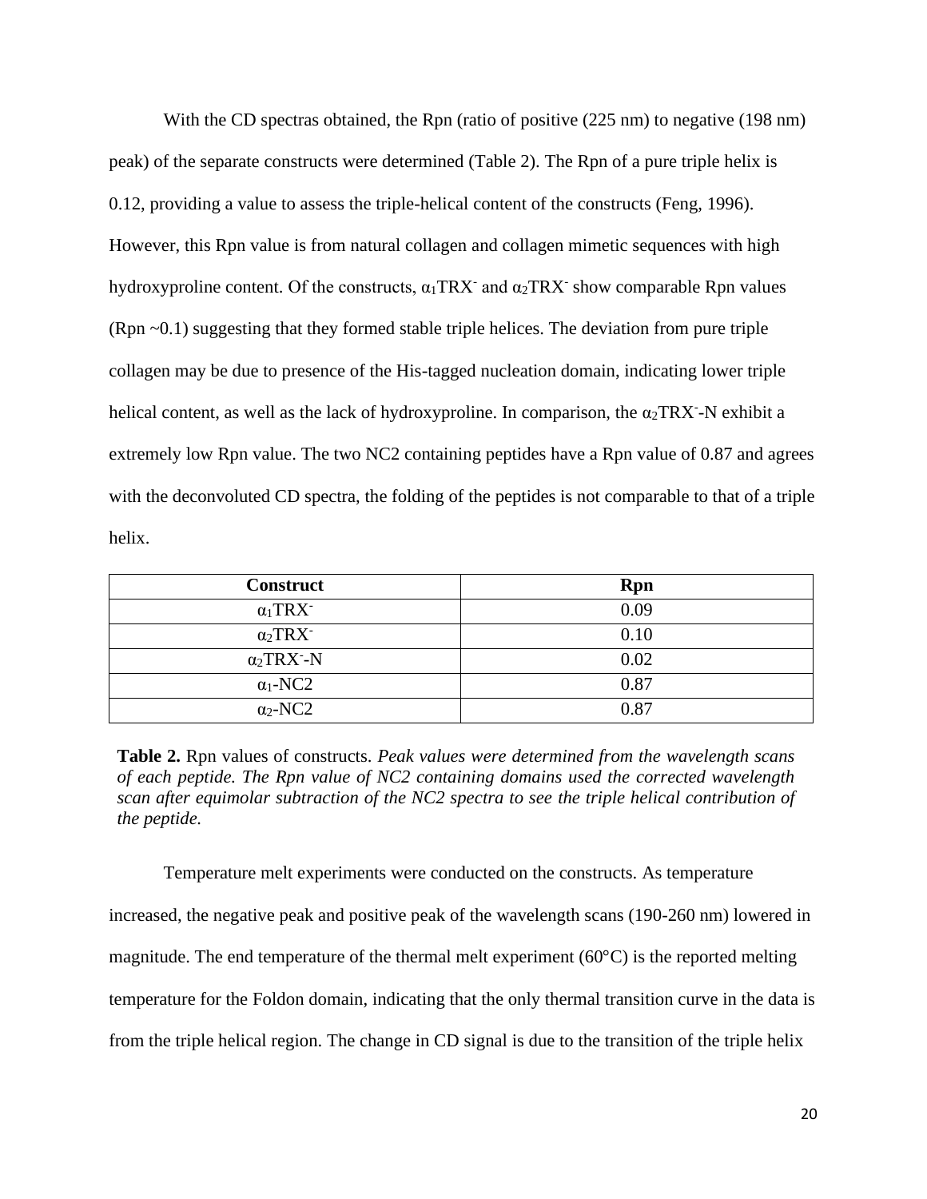With the CD spectras obtained, the Rpn (ratio of positive (225 nm) to negative (198 nm) peak) of the separate constructs were determined (Table 2). The Rpn of a pure triple helix is 0.12, providing a value to assess the triple-helical content of the constructs (Feng, 1996). However, this Rpn value is from natural collagen and collagen mimetic sequences with high hydroxyproline content. Of the constructs, $\alpha_1$TRX$^-$ and $\alpha_2$TRX$^-$ show comparable Rpn values (Rpn ~0.1) suggesting that they formed stable triple helices. The deviation from pure triple collagen may be due to presence of the His-tagged nucleation domain, indicating lower triple helical content, as well as the lack of hydroxyproline. In comparison, the $\alpha_2$TRX$^-$-N exhibit a extremely low Rpn value. The two NC2 containing peptides have a Rpn value of 0.87 and agrees with the deconvoluted CD spectra, the folding of the peptides is not comparable to that of a triple helix.

| Construct | Rpn |
|---|---|
| $\alpha_1$TRX$^-$ | 0.09 |
| $\alpha_2$TRX$^-$ | 0.10 |
| $\alpha_2$TRX$^-$-N | 0.02 |
| $\alpha_1$-NC2 | 0.87 |
| $\alpha_2$-NC2 | 0.87 |

**Table 2.** Rpn values of constructs. *Peak values were determined from the wavelength scans of each peptide. The Rpn value of NC2 containing domains used the corrected wavelength scan after equimolar subtraction of the NC2 spectra to see the triple helical contribution of the peptide.*

Temperature melt experiments were conducted on the constructs. As temperature increased, the negative peak and positive peak of the wavelength scans (190-260 nm) lowered in magnitude. The end temperature of the thermal melt experiment (60°C) is the reported melting temperature for the Foldon domain, indicating that the only thermal transition curve in the data is from the triple helical region. The change in CD signal is due to the transition of the triple helix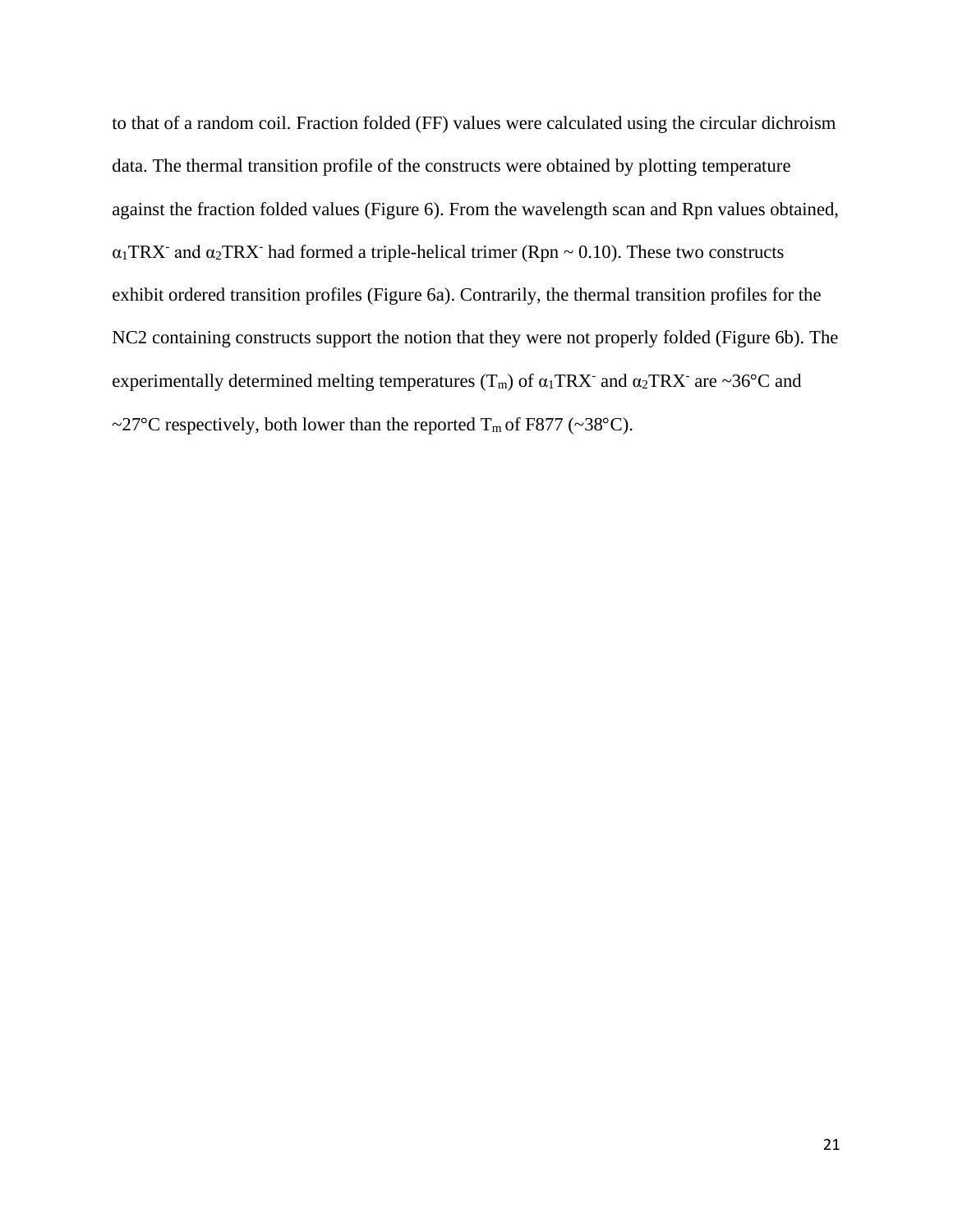to that of a random coil. Fraction folded (FF) values were calculated using the circular dichroism data. The thermal transition profile of the constructs were obtained by plotting temperature against the fraction folded values (Figure 6). From the wavelength scan and Rpn values obtained, $\alpha_1$TRX$^-$ and $\alpha_2$TRX$^-$ had formed a triple-helical trimer (Rpn ~ 0.10). These two constructs exhibit ordered transition profiles (Figure 6a). Contrarily, the thermal transition profiles for the NC2 containing constructs support the notion that they were not properly folded (Figure 6b). The experimentally determined melting temperatures ($T_m$) of $\alpha_1$TRX$^-$ and $\alpha_2$TRX$^-$ are ~36°C and ~27°C respectively, both lower than the reported $T_m$ of F877 (~38°C).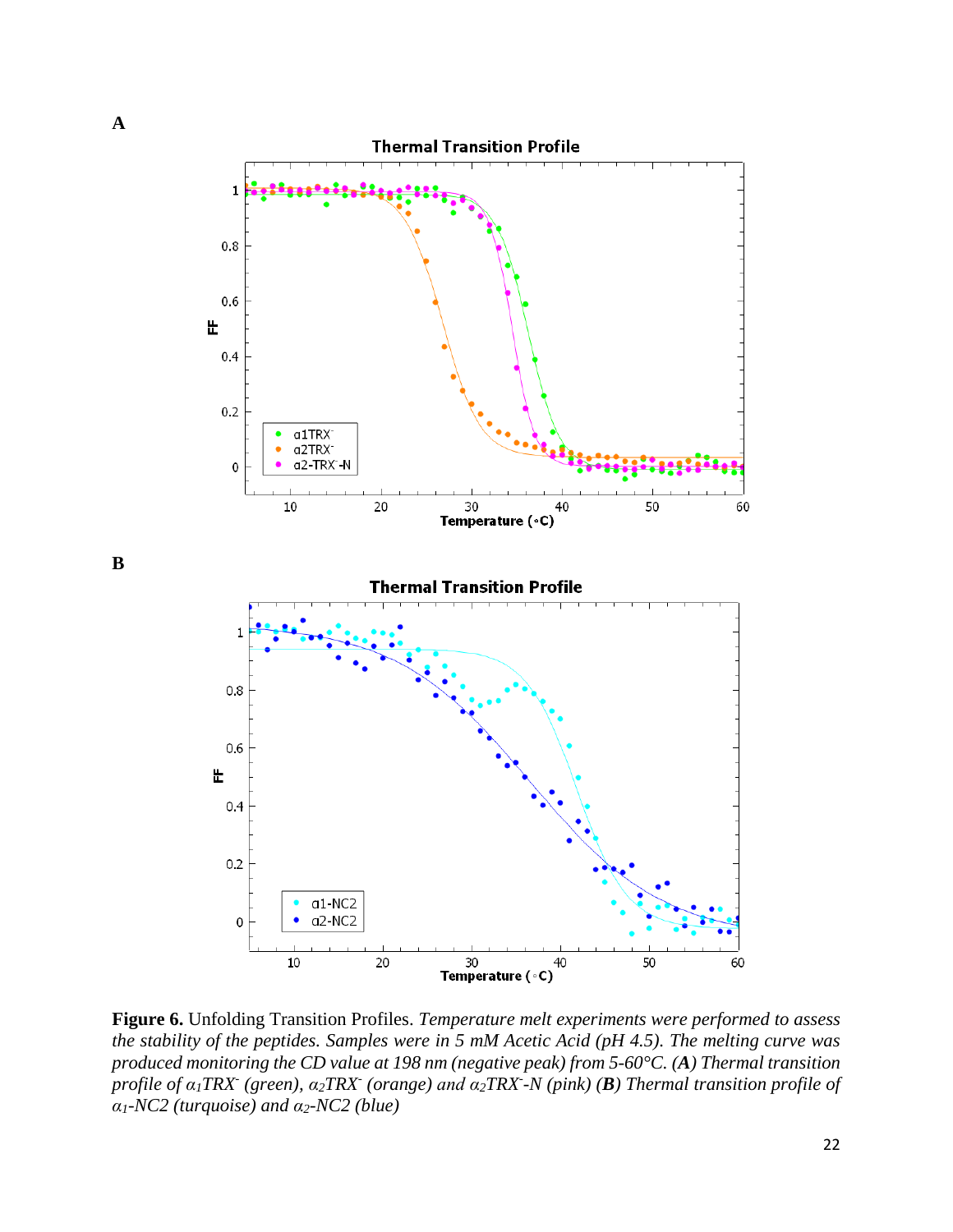A

B

**Figure 6.** Unfolding Transition Profiles. *Temperature melt experiments were performed to assess the stability of the peptides. Samples were in 5 mM Acetic Acid (pH 4.5). The melting curve was produced monitoring the CD value at 198 nm (negative peak) from 5-60°C. (**A**) Thermal transition profile of $\alpha_1$TRX$^-$ (green), $\alpha_2$TRX$^-$ (orange) and $\alpha_2$TRX$^-$-N (pink) (**B**) Thermal transition profile of $\alpha_1$-NC2 (turquoise) and $\alpha_2$-NC2 (blue)*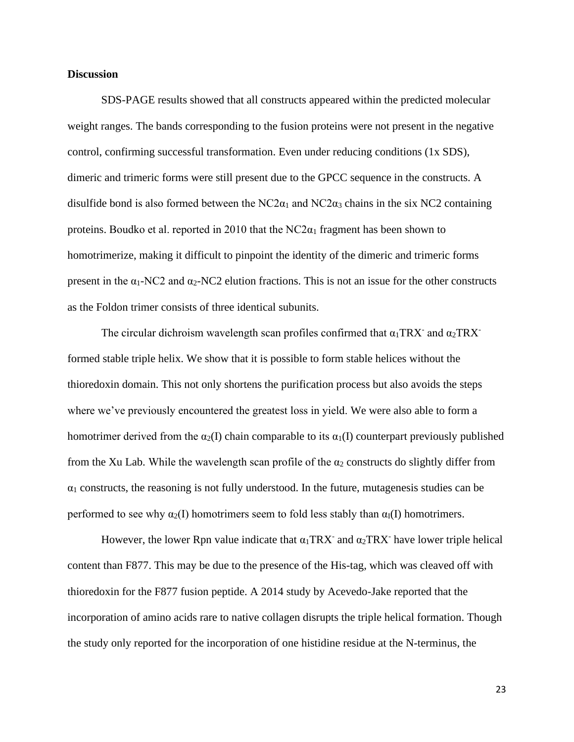**Discussion**

SDS-PAGE results showed that all constructs appeared within the predicted molecular weight ranges. The bands corresponding to the fusion proteins were not present in the negative control, confirming successful transformation. Even under reducing conditions (1x SDS), dimeric and trimeric forms were still present due to the GPCC sequence in the constructs. A disulfide bond is also formed between the $NC2\alpha_1$ and $NC2\alpha_3$ chains in the six NC2 containing proteins. Boudko et al. reported in 2010 that the $NC2\alpha_1$ fragment has been shown to homotrimerize, making it difficult to pinpoint the identity of the dimeric and trimeric forms present in the $\alpha_1$-NC2 and $\alpha_2$-NC2 elution fractions. This is not an issue for the other constructs as the Foldon trimer consists of three identical subunits.

The circular dichroism wavelength scan profiles confirmed that $\alpha_1TRX^-$ and $\alpha_2TRX^-$ formed stable triple helix. We show that it is possible to form stable helices without the thioredoxin domain. This not only shortens the purification process but also avoids the steps where we've previously encountered the greatest loss in yield. We were also able to form a homotrimer derived from the $\alpha_2$(I) chain comparable to its $\alpha_1$(I) counterpart previously published from the Xu Lab. While the wavelength scan profile of the $\alpha_2$ constructs do slightly differ from $\alpha_1$ constructs, the reasoning is not fully understood. In the future, mutagenesis studies can be performed to see why $\alpha_2$(I) homotrimers seem to fold less stably than $\alpha_I$(I) homotrimers.

However, the lower Rpn value indicate that $\alpha_1TRX^-$ and $\alpha_2TRX^-$ have lower triple helical content than F877. This may be due to the presence of the His-tag, which was cleaved off with thioredoxin for the F877 fusion peptide. A 2014 study by Acevedo-Jake reported that the incorporation of amino acids rare to native collagen disrupts the triple helical formation. Though the study only reported for the incorporation of one histidine residue at the N-terminus, the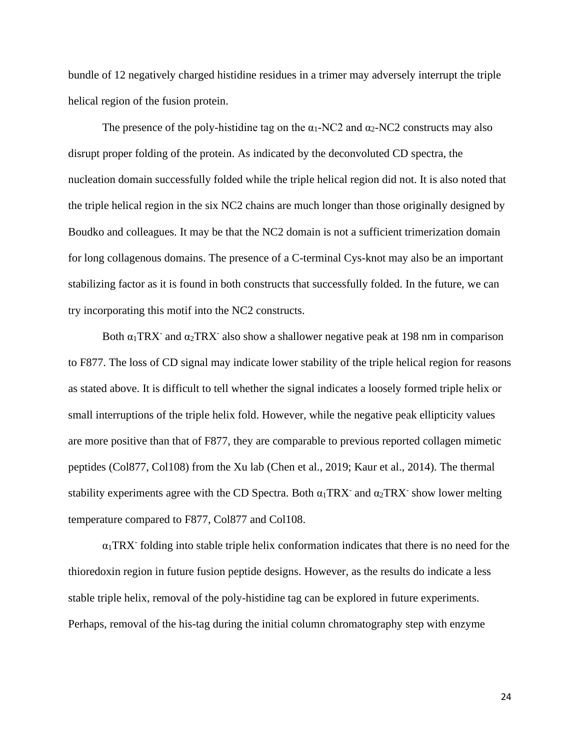bundle of 12 negatively charged histidine residues in a trimer may adversely interrupt the triple helical region of the fusion protein.

The presence of the poly-histidine tag on the $\alpha_1$-NC2 and $\alpha_2$-NC2 constructs may also disrupt proper folding of the protein. As indicated by the deconvoluted CD spectra, the nucleation domain successfully folded while the triple helical region did not. It is also noted that the triple helical region in the six NC2 chains are much longer than those originally designed by Boudko and colleagues. It may be that the NC2 domain is not a sufficient trimerization domain for long collagenous domains. The presence of a C-terminal Cys-knot may also be an important stabilizing factor as it is found in both constructs that successfully folded. In the future, we can try incorporating this motif into the NC2 constructs.

Both $\alpha_1$TRX$^-$ and $\alpha_2$TRX$^-$ also show a shallower negative peak at 198 nm in comparison to F877. The loss of CD signal may indicate lower stability of the triple helical region for reasons as stated above. It is difficult to tell whether the signal indicates a loosely formed triple helix or small interruptions of the triple helix fold. However, while the negative peak ellipticity values are more positive than that of F877, they are comparable to previous reported collagen mimetic peptides (Col877, Col108) from the Xu lab (Chen et al., 2019; Kaur et al., 2014). The thermal stability experiments agree with the CD Spectra. Both $\alpha_1$TRX$^-$ and $\alpha_2$TRX$^-$ show lower melting temperature compared to F877, Col877 and Col108.

$\alpha_1$TRX$^-$ folding into stable triple helix conformation indicates that there is no need for the thioredoxin region in future fusion peptide designs. However, as the results do indicate a less stable triple helix, removal of the poly-histidine tag can be explored in future experiments. Perhaps, removal of the his-tag during the initial column chromatography step with enzyme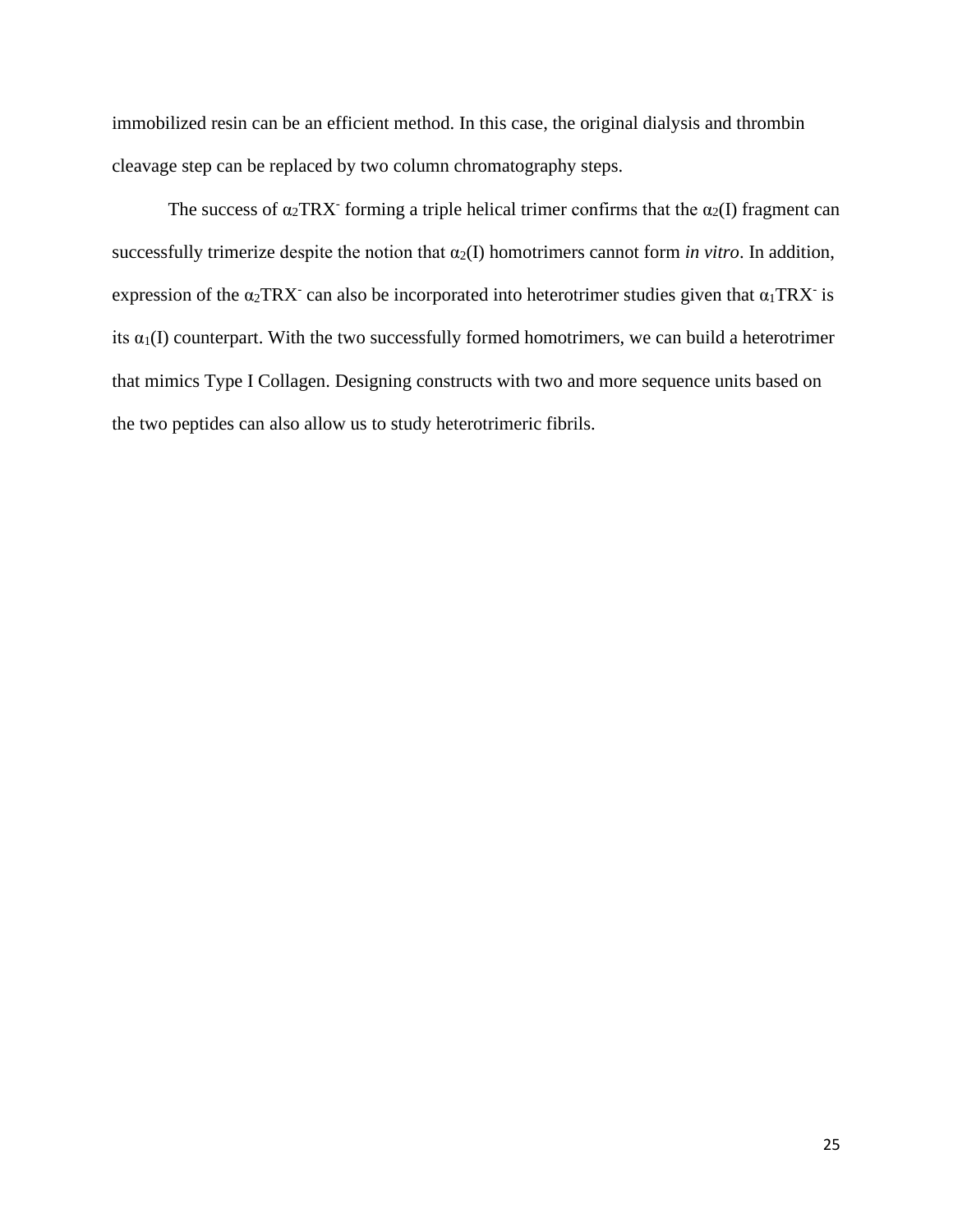immobilized resin can be an efficient method. In this case, the original dialysis and thrombin cleavage step can be replaced by two column chromatography steps.

The success of $\alpha_2TRX^-$ forming a triple helical trimer confirms that the $\alpha_2$(I) fragment can successfully trimerize despite the notion that $\alpha_2$(I) homotrimers cannot form *in vitro*. In addition, expression of the $\alpha_2TRX^-$ can also be incorporated into heterotrimer studies given that $\alpha_1TRX^-$ is its $\alpha_1$(I) counterpart. With the two successfully formed homotrimers, we can build a heterotrimer that mimics Type I Collagen. Designing constructs with two and more sequence units based on the two peptides can also allow us to study heterotrimeric fibrils.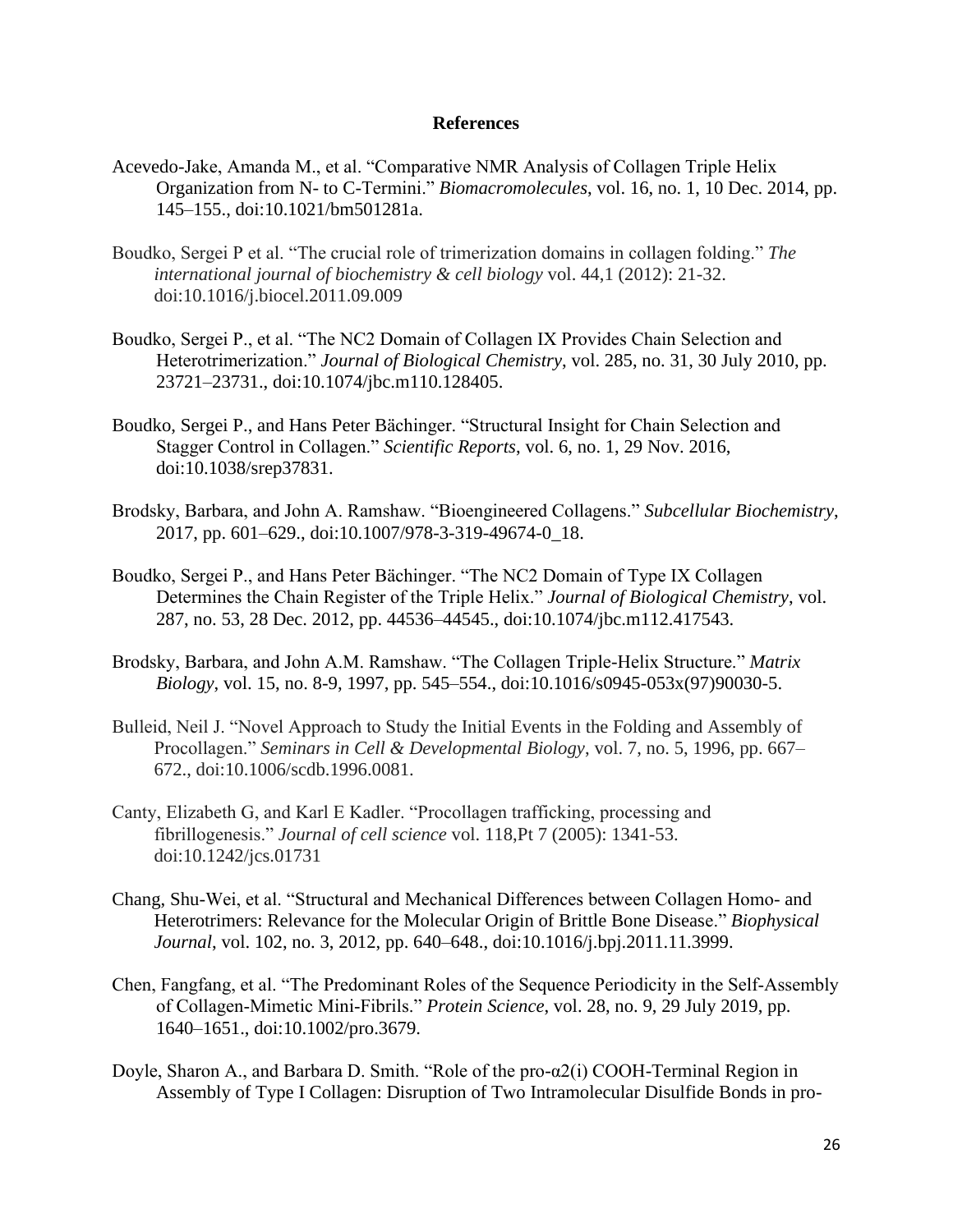## References

Acevedo-Jake, Amanda M., et al. "Comparative NMR Analysis of Collagen Triple Helix Organization from N- to C-Termini." *Biomacromolecules*, vol. 16, no. 1, 10 Dec. 2014, pp. 145–155., doi:10.1021/bm501281a.

Boudko, Sergei P et al. "The crucial role of trimerization domains in collagen folding." *The international journal of biochemistry & cell biology* vol. 44,1 (2012): 21-32. doi:10.1016/j.biocel.2011.09.009

Boudko, Sergei P., et al. "The NC2 Domain of Collagen IX Provides Chain Selection and Heterotrimerization." *Journal of Biological Chemistry*, vol. 285, no. 31, 30 July 2010, pp. 23721–23731., doi:10.1074/jbc.m110.128405.

Boudko, Sergei P., and Hans Peter Bächinger. "Structural Insight for Chain Selection and Stagger Control in Collagen." *Scientific Reports*, vol. 6, no. 1, 29 Nov. 2016, doi:10.1038/srep37831.

Brodsky, Barbara, and John A. Ramshaw. "Bioengineered Collagens." *Subcellular Biochemistry*, 2017, pp. 601–629., doi:10.1007/978-3-319-49674-0_18.

Boudko, Sergei P., and Hans Peter Bächinger. "The NC2 Domain of Type IX Collagen Determines the Chain Register of the Triple Helix." *Journal of Biological Chemistry*, vol. 287, no. 53, 28 Dec. 2012, pp. 44536–44545., doi:10.1074/jbc.m112.417543.

Brodsky, Barbara, and John A.M. Ramshaw. "The Collagen Triple-Helix Structure." *Matrix Biology*, vol. 15, no. 8-9, 1997, pp. 545–554., doi:10.1016/s0945-053x(97)90030-5.

Bulleid, Neil J. "Novel Approach to Study the Initial Events in the Folding and Assembly of Procollagen." *Seminars in Cell & Developmental Biology*, vol. 7, no. 5, 1996, pp. 667–672., doi:10.1006/scdb.1996.0081.

Canty, Elizabeth G, and Karl E Kadler. "Procollagen trafficking, processing and fibrillogenesis." *Journal of cell science* vol. 118,Pt 7 (2005): 1341-53. doi:10.1242/jcs.01731

Chang, Shu-Wei, et al. "Structural and Mechanical Differences between Collagen Homo- and Heterotrimers: Relevance for the Molecular Origin of Brittle Bone Disease." *Biophysical Journal*, vol. 102, no. 3, 2012, pp. 640–648., doi:10.1016/j.bpj.2011.11.3999.

Chen, Fangfang, et al. "The Predominant Roles of the Sequence Periodicity in the Self-Assembly of Collagen-Mimetic Mini-Fibrils." *Protein Science*, vol. 28, no. 9, 29 July 2019, pp. 1640–1651., doi:10.1002/pro.3679.

Doyle, Sharon A., and Barbara D. Smith. "Role of the pro-α2(i) COOH-Terminal Region in Assembly of Type I Collagen: Disruption of Two Intramolecular Disulfide Bonds in pro-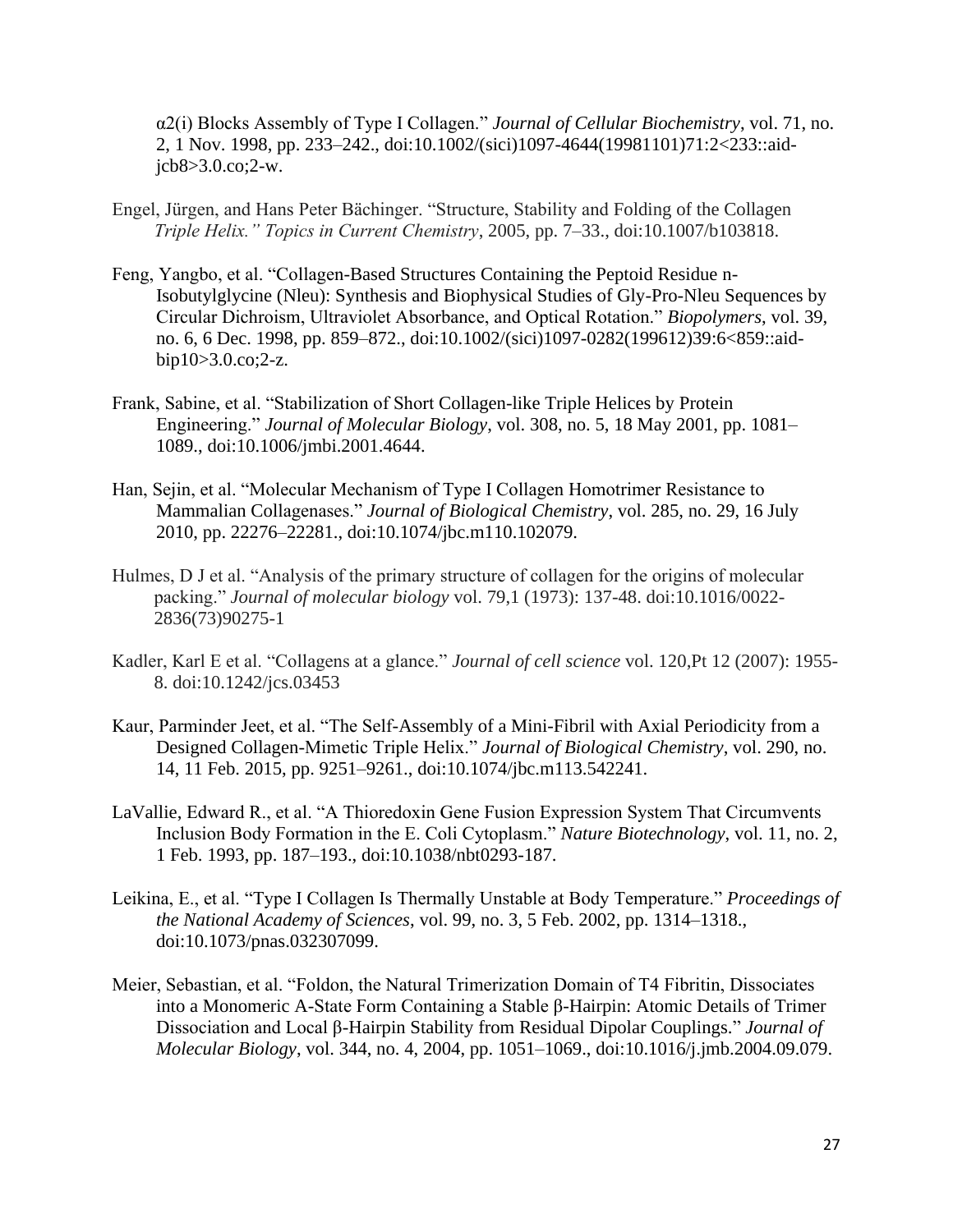α2(i) Blocks Assembly of Type I Collagen." *Journal of Cellular Biochemistry*, vol. 71, no. 2, 1 Nov. 1998, pp. 233–242., doi:10.1002/(sici)1097-4644(19981101)71:2<233::aid-jcb8>3.0.co;2-w.

Engel, Jürgen, and Hans Peter Bächinger. "Structure, Stability and Folding of the Collagen *Triple Helix." Topics in Current Chemistry*, 2005, pp. 7–33., doi:10.1007/b103818.

Feng, Yangbo, et al. "Collagen-Based Structures Containing the Peptoid Residue n-Isobutylglycine (Nleu): Synthesis and Biophysical Studies of Gly-Pro-Nleu Sequences by Circular Dichroism, Ultraviolet Absorbance, and Optical Rotation." *Biopolymers*, vol. 39, no. 6, 6 Dec. 1998, pp. 859–872., doi:10.1002/(sici)1097-0282(199612)39:6<859::aid-bip10>3.0.co;2-z.

Frank, Sabine, et al. "Stabilization of Short Collagen-like Triple Helices by Protein Engineering." *Journal of Molecular Biology*, vol. 308, no. 5, 18 May 2001, pp. 1081–1089., doi:10.1006/jmbi.2001.4644.

Han, Sejin, et al. "Molecular Mechanism of Type I Collagen Homotrimer Resistance to Mammalian Collagenases." *Journal of Biological Chemistry*, vol. 285, no. 29, 16 July 2010, pp. 22276–22281., doi:10.1074/jbc.m110.102079.

Hulmes, D J et al. "Analysis of the primary structure of collagen for the origins of molecular packing." *Journal of molecular biology* vol. 79,1 (1973): 137-48. doi:10.1016/0022-2836(73)90275-1

Kadler, Karl E et al. "Collagens at a glance." *Journal of cell science* vol. 120,Pt 12 (2007): 1955-8. doi:10.1242/jcs.03453

Kaur, Parminder Jeet, et al. "The Self-Assembly of a Mini-Fibril with Axial Periodicity from a Designed Collagen-Mimetic Triple Helix." *Journal of Biological Chemistry*, vol. 290, no. 14, 11 Feb. 2015, pp. 9251–9261., doi:10.1074/jbc.m113.542241.

LaVallie, Edward R., et al. "A Thioredoxin Gene Fusion Expression System That Circumvents Inclusion Body Formation in the E. Coli Cytoplasm." *Nature Biotechnology*, vol. 11, no. 2, 1 Feb. 1993, pp. 187–193., doi:10.1038/nbt0293-187.

Leikina, E., et al. "Type I Collagen Is Thermally Unstable at Body Temperature." *Proceedings of the National Academy of Sciences*, vol. 99, no. 3, 5 Feb. 2002, pp. 1314–1318., doi:10.1073/pnas.032307099.

Meier, Sebastian, et al. "Foldon, the Natural Trimerization Domain of T4 Fibritin, Dissociates into a Monomeric A-State Form Containing a Stable β-Hairpin: Atomic Details of Trimer Dissociation and Local β-Hairpin Stability from Residual Dipolar Couplings." *Journal of Molecular Biology*, vol. 344, no. 4, 2004, pp. 1051–1069., doi:10.1016/j.jmb.2004.09.079.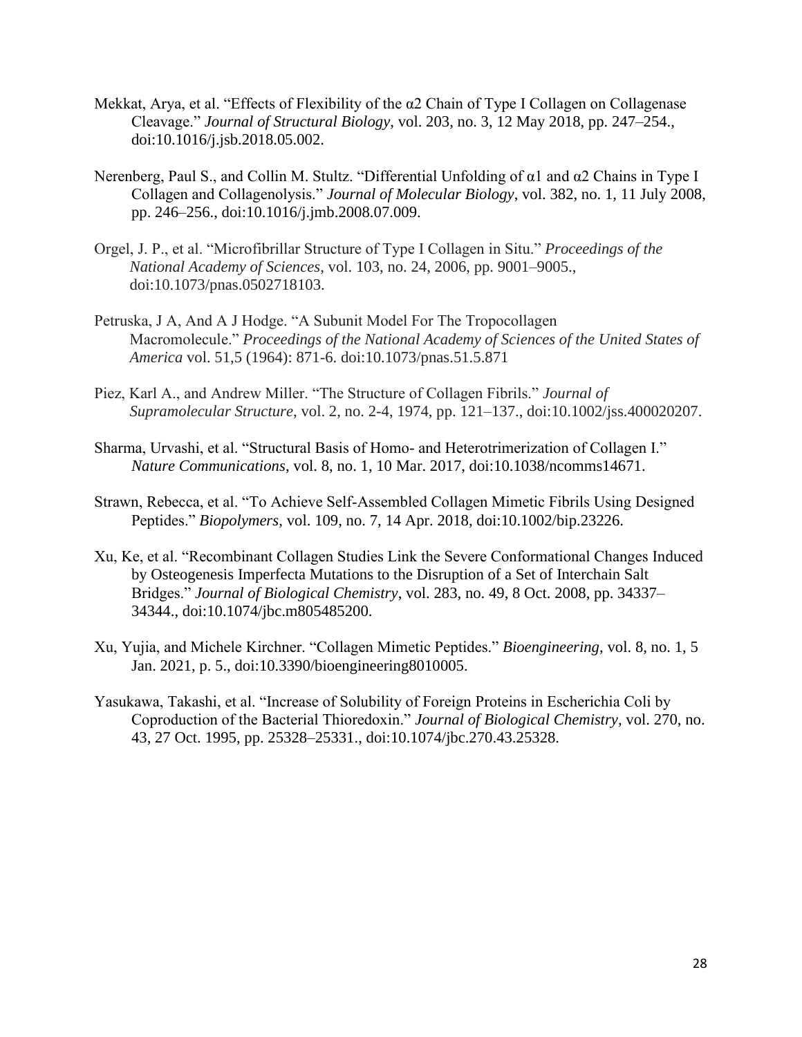Mekkat, Arya, et al. "Effects of Flexibility of the α2 Chain of Type I Collagen on Collagenase Cleavage." *Journal of Structural Biology*, vol. 203, no. 3, 12 May 2018, pp. 247–254., doi:10.1016/j.jsb.2018.05.002.

Nerenberg, Paul S., and Collin M. Stultz. "Differential Unfolding of α1 and α2 Chains in Type I Collagen and Collagenolysis." *Journal of Molecular Biology*, vol. 382, no. 1, 11 July 2008, pp. 246–256., doi:10.1016/j.jmb.2008.07.009.

Orgel, J. P., et al. "Microfibrillar Structure of Type I Collagen in Situ." *Proceedings of the National Academy of Sciences*, vol. 103, no. 24, 2006, pp. 9001–9005., doi:10.1073/pnas.0502718103.

Petruska, J A, And A J Hodge. "A Subunit Model For The Tropocollagen Macromolecule." *Proceedings of the National Academy of Sciences of the United States of America* vol. 51,5 (1964): 871-6. doi:10.1073/pnas.51.5.871

Piez, Karl A., and Andrew Miller. "The Structure of Collagen Fibrils." *Journal of Supramolecular Structure*, vol. 2, no. 2-4, 1974, pp. 121–137., doi:10.1002/jss.400020207.

Sharma, Urvashi, et al. "Structural Basis of Homo- and Heterotrimerization of Collagen I." *Nature Communications*, vol. 8, no. 1, 10 Mar. 2017, doi:10.1038/ncomms14671.

Strawn, Rebecca, et al. "To Achieve Self-Assembled Collagen Mimetic Fibrils Using Designed Peptides." *Biopolymers*, vol. 109, no. 7, 14 Apr. 2018, doi:10.1002/bip.23226.

Xu, Ke, et al. "Recombinant Collagen Studies Link the Severe Conformational Changes Induced by Osteogenesis Imperfecta Mutations to the Disruption of a Set of Interchain Salt Bridges." *Journal of Biological Chemistry*, vol. 283, no. 49, 8 Oct. 2008, pp. 34337–34344., doi:10.1074/jbc.m805485200.

Xu, Yujia, and Michele Kirchner. "Collagen Mimetic Peptides." *Bioengineering*, vol. 8, no. 1, 5 Jan. 2021, p. 5., doi:10.3390/bioengineering8010005.

Yasukawa, Takashi, et al. "Increase of Solubility of Foreign Proteins in Escherichia Coli by Coproduction of the Bacterial Thioredoxin." *Journal of Biological Chemistry*, vol. 270, no. 43, 27 Oct. 1995, pp. 25328–25331., doi:10.1074/jbc.270.43.25328.